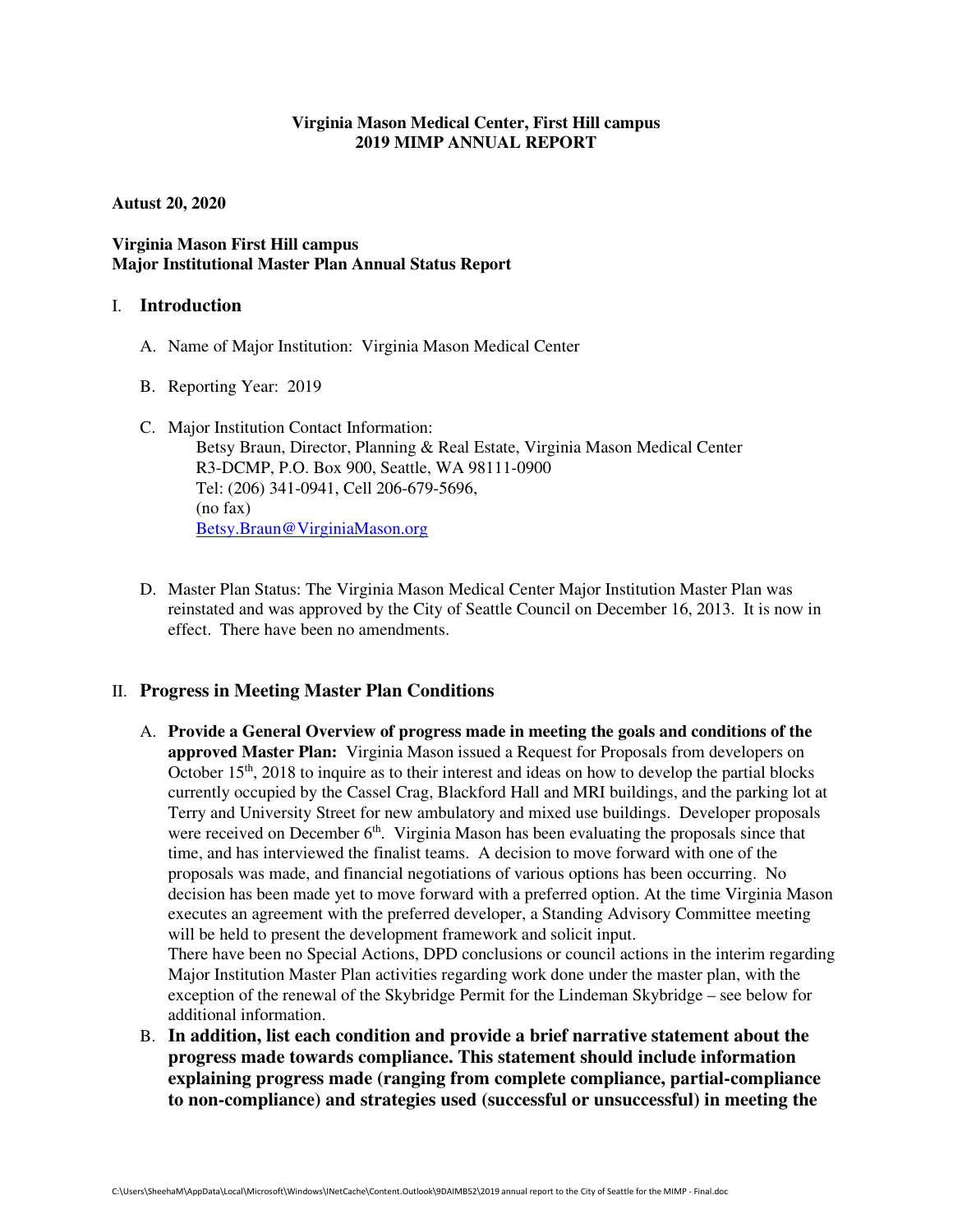**Virginia Mason Medical Center, First Hill campus**
**2019 MIMP ANNUAL REPORT**

**Autust 20, 2020**

**Virginia Mason First Hill campus**
**Major Institutional Master Plan Annual Status Report**

## I. Introduction

A. Name of Major Institution: Virginia Mason Medical Center

B. Reporting Year: 2019

C. Major Institution Contact Information:
Betsy Braun, Director, Planning & Real Estate, Virginia Mason Medical Center
R3-DCMP, P.O. Box 900, Seattle, WA 98111-0900
Tel: (206) 341-0941, Cell 206-679-5696,
(no fax)
Betsy.Braun@VirginiaMason.org

D. Master Plan Status: The Virginia Mason Medical Center Major Institution Master Plan was reinstated and was approved by the City of Seattle Council on December 16, 2013. It is now in effect. There have been no amendments.

## II. Progress in Meeting Master Plan Conditions

A. **Provide a General Overview of progress made in meeting the goals and conditions of the approved Master Plan:** Virginia Mason issued a Request for Proposals from developers on October 15th, 2018 to inquire as to their interest and ideas on how to develop the partial blocks currently occupied by the Cassel Crag, Blackford Hall and MRI buildings, and the parking lot at Terry and University Street for new ambulatory and mixed use buildings. Developer proposals were received on December 6th. Virginia Mason has been evaluating the proposals since that time, and has interviewed the finalist teams. A decision to move forward with one of the proposals was made, and financial negotiations of various options has been occurring. No decision has been made yet to move forward with a preferred option. At the time Virginia Mason executes an agreement with the preferred developer, a Standing Advisory Committee meeting will be held to present the development framework and solicit input.
There have been no Special Actions, DPD conclusions or council actions in the interim regarding Major Institution Master Plan activities regarding work done under the master plan, with the exception of the renewal of the Skybridge Permit for the Lindeman Skybridge – see below for additional information.

B. **In addition, list each condition and provide a brief narrative statement about the progress made towards compliance. This statement should include information explaining progress made (ranging from complete compliance, partial-compliance to non-compliance) and strategies used (successful or unsuccessful) in meeting the**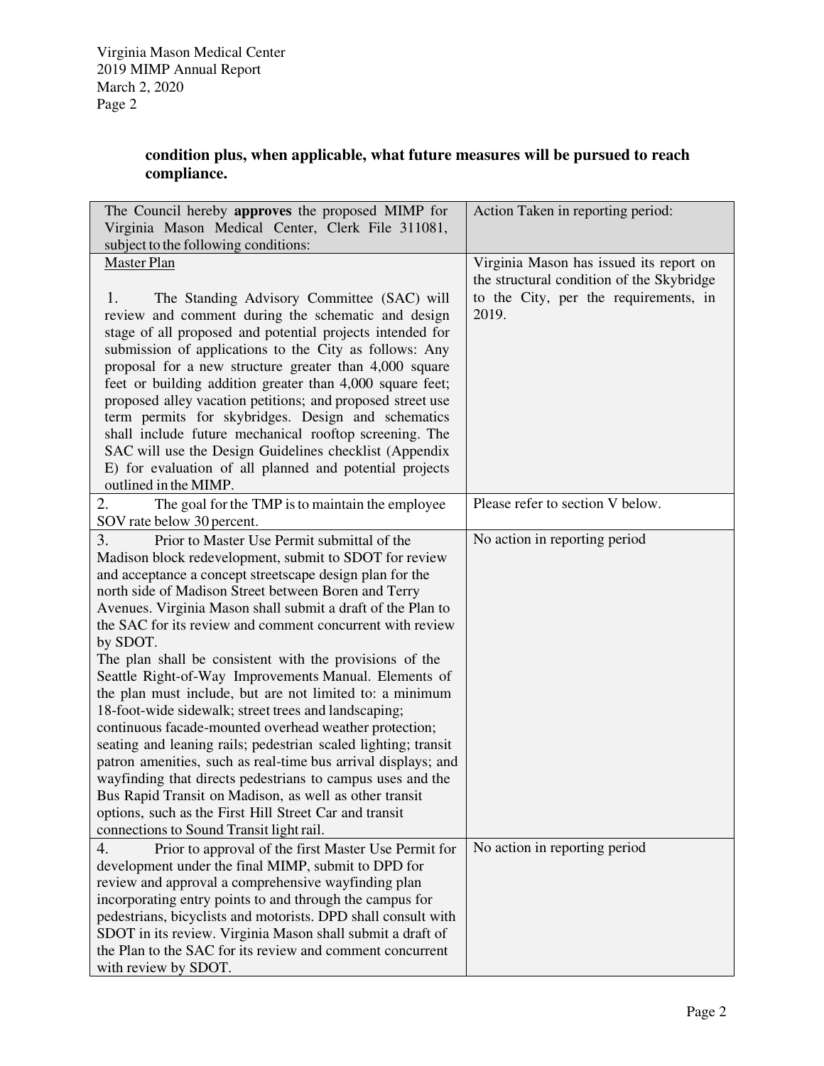**condition plus, when applicable, what future measures will be pursued to reach compliance.**

| The Council hereby **approves** the proposed MIMP for Virginia Mason Medical Center, Clerk File 311081, subject to the following conditions: | Action Taken in reporting period: |
| --- | --- |
| Master Plan<br><br>1. The Standing Advisory Committee (SAC) will review and comment during the schematic and design stage of all proposed and potential projects intended for submission of applications to the City as follows: Any proposal for a new structure greater than 4,000 square feet or building addition greater than 4,000 square feet; proposed alley vacation petitions; and proposed street use term permits for skybridges. Design and schematics shall include future mechanical rooftop screening. The SAC will use the Design Guidelines checklist (Appendix E) for evaluation of all planned and potential projects outlined in the MIMP. | Virginia Mason has issued its report on the structural condition of the Skybridge to the City, per the requirements, in 2019. |
| 2. The goal for the TMP is to maintain the employee SOV rate below 30 percent. | Please refer to section V below. |
| 3. Prior to Master Use Permit submittal of the Madison block redevelopment, submit to SDOT for review and acceptance a concept streetscape design plan for the north side of Madison Street between Boren and Terry Avenues. Virginia Mason shall submit a draft of the Plan to the SAC for its review and comment concurrent with review by SDOT.<br>The plan shall be consistent with the provisions of the Seattle Right-of-Way Improvements Manual. Elements of the plan must include, but are not limited to: a minimum 18-foot-wide sidewalk; street trees and landscaping; continuous facade-mounted overhead weather protection; seating and leaning rails; pedestrian scaled lighting; transit patron amenities, such as real-time bus arrival displays; and wayfinding that directs pedestrians to campus uses and the Bus Rapid Transit on Madison, as well as other transit options, such as the First Hill Street Car and transit connections to Sound Transit light rail. | No action in reporting period |
| 4. Prior to approval of the first Master Use Permit for development under the final MIMP, submit to DPD for review and approval a comprehensive wayfinding plan incorporating entry points to and through the campus for pedestrians, bicyclists and motorists. DPD shall consult with SDOT in its review. Virginia Mason shall submit a draft of the Plan to the SAC for its review and comment concurrent with review by SDOT. | No action in reporting period |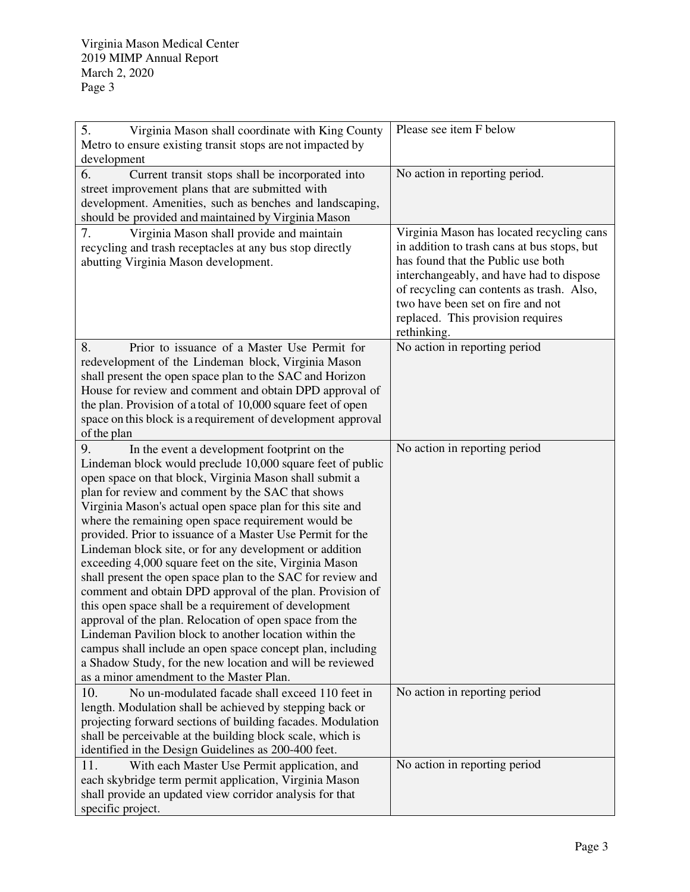| | |
|---|---|
| 5. Virginia Mason shall coordinate with King County Metro to ensure existing transit stops are not impacted by development | Please see item F below |
| 6. Current transit stops shall be incorporated into street improvement plans that are submitted with development. Amenities, such as benches and landscaping, should be provided and maintained by Virginia Mason | No action in reporting period. |
| 7. Virginia Mason shall provide and maintain recycling and trash receptacles at any bus stop directly abutting Virginia Mason development. | Virginia Mason has located recycling cans in addition to trash cans at bus stops, but has found that the Public use both interchangeably, and have had to dispose of recycling can contents as trash. Also, two have been set on fire and not replaced. This provision requires rethinking. |
| 8. Prior to issuance of a Master Use Permit for redevelopment of the Lindeman block, Virginia Mason shall present the open space plan to the SAC and Horizon House for review and comment and obtain DPD approval of the plan. Provision of a total of 10,000 square feet of open space on this block is a requirement of development approval of the plan | No action in reporting period |
| 9. In the event a development footprint on the Lindeman block would preclude 10,000 square feet of public open space on that block, Virginia Mason shall submit a plan for review and comment by the SAC that shows Virginia Mason's actual open space plan for this site and where the remaining open space requirement would be provided. Prior to issuance of a Master Use Permit for the Lindeman block site, or for any development or addition exceeding 4,000 square feet on the site, Virginia Mason shall present the open space plan to the SAC for review and comment and obtain DPD approval of the plan. Provision of this open space shall be a requirement of development approval of the plan. Relocation of open space from the Lindeman Pavilion block to another location within the campus shall include an open space concept plan, including a Shadow Study, for the new location and will be reviewed as a minor amendment to the Master Plan. | No action in reporting period |
| 10. No un-modulated facade shall exceed 110 feet in length. Modulation shall be achieved by stepping back or projecting forward sections of building facades. Modulation shall be perceivable at the building block scale, which is identified in the Design Guidelines as 200-400 feet. | No action in reporting period |
| 11. With each Master Use Permit application, and each skybridge term permit application, Virginia Mason shall provide an updated view corridor analysis for that specific project. | No action in reporting period |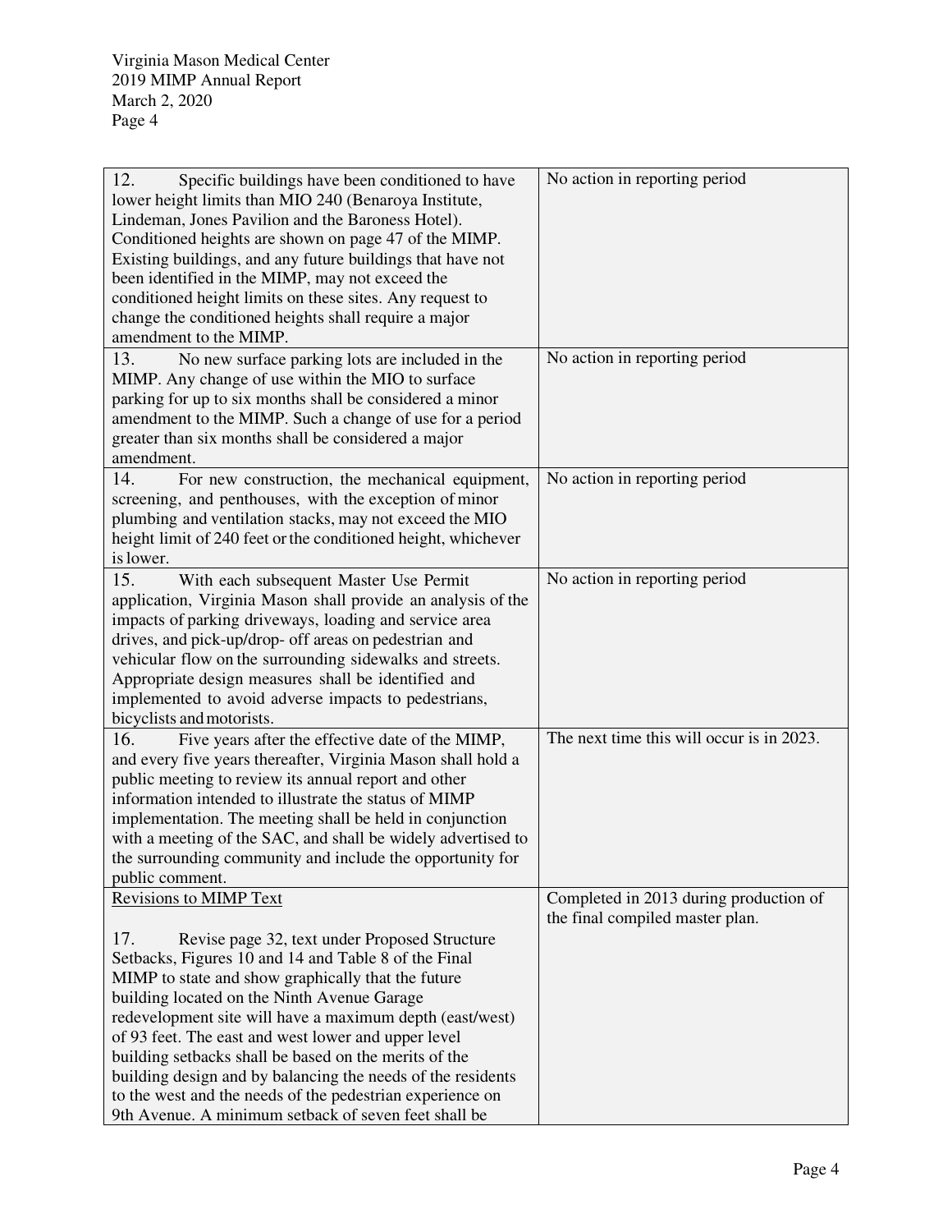| | |
|---|---|
| 12. Specific buildings have been conditioned to have lower height limits than MIO 240 (Benaroya Institute, Lindeman, Jones Pavilion and the Baroness Hotel). Conditioned heights are shown on page 47 of the MIMP. Existing buildings, and any future buildings that have not been identified in the MIMP, may not exceed the conditioned height limits on these sites. Any request to change the conditioned heights shall require a major amendment to the MIMP. | No action in reporting period |
| 13. No new surface parking lots are included in the MIMP. Any change of use within the MIO to surface parking for up to six months shall be considered a minor amendment to the MIMP. Such a change of use for a period greater than six months shall be considered a major amendment. | No action in reporting period |
| 14. For new construction, the mechanical equipment, screening, and penthouses, with the exception of minor plumbing and ventilation stacks, may not exceed the MIO height limit of 240 feet or the conditioned height, whichever is lower. | No action in reporting period |
| 15. With each subsequent Master Use Permit application, Virginia Mason shall provide an analysis of the impacts of parking driveways, loading and service area drives, and pick-up/drop- off areas on pedestrian and vehicular flow on the surrounding sidewalks and streets. Appropriate design measures shall be identified and implemented to avoid adverse impacts to pedestrians, bicyclists and motorists. | No action in reporting period |
| 16. Five years after the effective date of the MIMP, and every five years thereafter, Virginia Mason shall hold a public meeting to review its annual report and other information intended to illustrate the status of MIMP implementation. The meeting shall be held in conjunction with a meeting of the SAC, and shall be widely advertised to the surrounding community and include the opportunity for public comment. | The next time this will occur is in 2023. |
| <u>Revisions to MIMP Text</u><br><br>17. Revise page 32, text under Proposed Structure Setbacks, Figures 10 and 14 and Table 8 of the Final MIMP to state and show graphically that the future building located on the Ninth Avenue Garage redevelopment site will have a maximum depth (east/west) of 93 feet. The east and west lower and upper level building setbacks shall be based on the merits of the building design and by balancing the needs of the residents to the west and the needs of the pedestrian experience on 9th Avenue. A minimum setback of seven feet shall be | Completed in 2013 during production of the final compiled master plan. |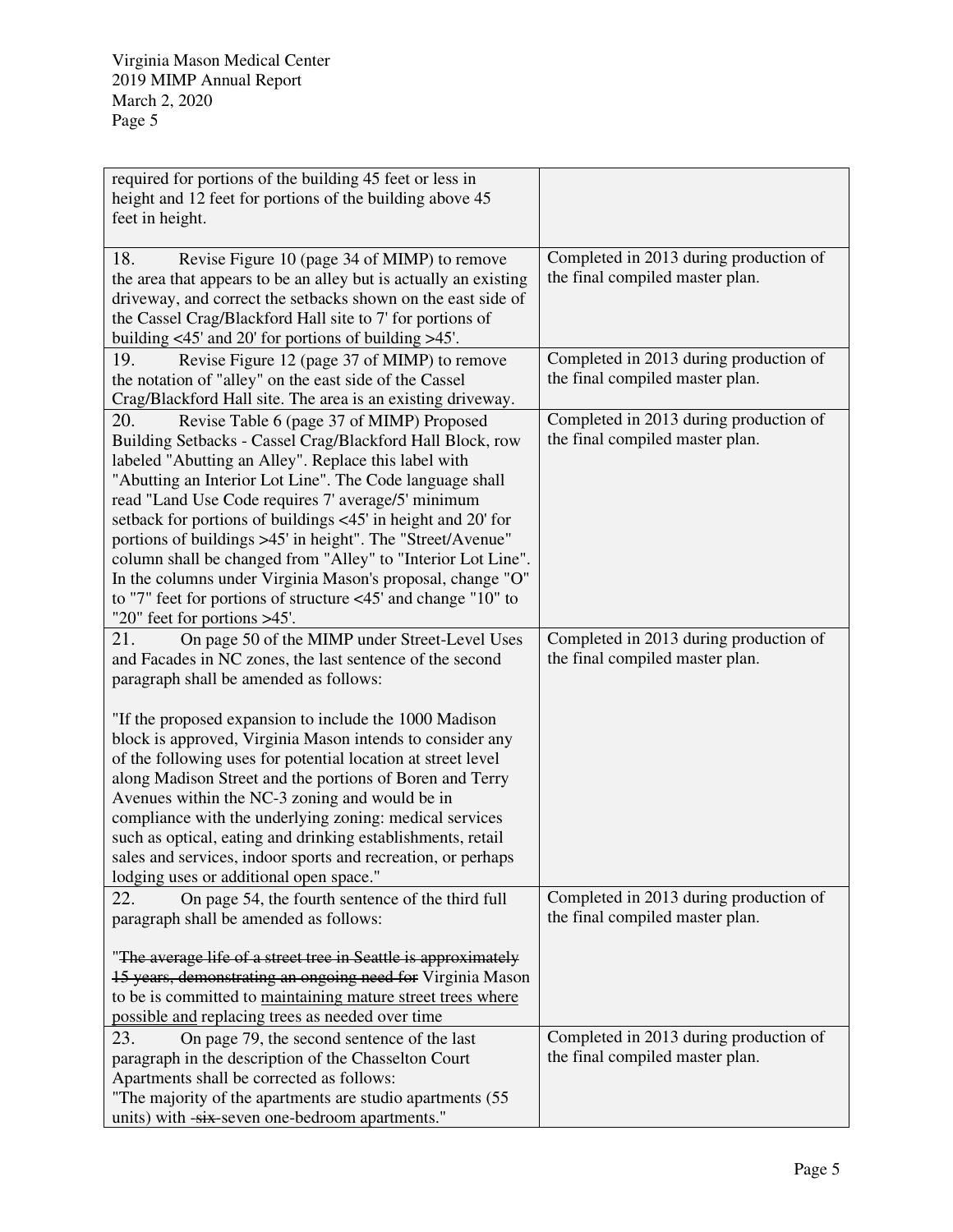| | |
|---|---|
| required for portions of the building 45 feet or less in height and 12 feet for portions of the building above 45 feet in height. | |
| 18. Revise Figure 10 (page 34 of MIMP) to remove the area that appears to be an alley but is actually an existing driveway, and correct the setbacks shown on the east side of the Cassel Crag/Blackford Hall site to 7' for portions of building <45' and 20' for portions of building >45'. | Completed in 2013 during production of the final compiled master plan. |
| 19. Revise Figure 12 (page 37 of MIMP) to remove the notation of "alley" on the east side of the Cassel Crag/Blackford Hall site. The area is an existing driveway. | Completed in 2013 during production of the final compiled master plan. |
| 20. Revise Table 6 (page 37 of MIMP) Proposed Building Setbacks - Cassel Crag/Blackford Hall Block, row labeled "Abutting an Alley". Replace this label with "Abutting an Interior Lot Line". The Code language shall read "Land Use Code requires 7' average/5' minimum setback for portions of buildings <45' in height and 20' for portions of buildings >45' in height". The "Street/Avenue" column shall be changed from "Alley" to "Interior Lot Line". In the columns under Virginia Mason's proposal, change "O" to "7" feet for portions of structure <45' and change "10" to "20" feet for portions >45'. | Completed in 2013 during production of the final compiled master plan. |
| 21. On page 50 of the MIMP under Street-Level Uses and Facades in NC zones, the last sentence of the second paragraph shall be amended as follows:<br><br>"If the proposed expansion to include the 1000 Madison block is approved, Virginia Mason intends to consider any of the following uses for potential location at street level along Madison Street and the portions of Boren and Terry Avenues within the NC-3 zoning and would be in compliance with the underlying zoning: medical services such as optical, eating and drinking establishments, retail sales and services, indoor sports and recreation, or perhaps lodging uses or additional open space." | Completed in 2013 during production of the final compiled master plan. |
| 22. On page 54, the fourth sentence of the third full paragraph shall be amended as follows:<br><br>"~~The average life of a street tree in Seattle is approximately 15 years, demonstrating an ongoing need for~~ Virginia Mason to be is committed to <u>maintaining mature street trees where possible and</u> replacing trees as needed over time | Completed in 2013 during production of the final compiled master plan. |
| 23. On page 79, the second sentence of the last paragraph in the description of the Chasselton Court Apartments shall be corrected as follows:<br>"The majority of the apartments are studio apartments (55 units) with ~~six~~ seven one-bedroom apartments." | Completed in 2013 during production of the final compiled master plan. |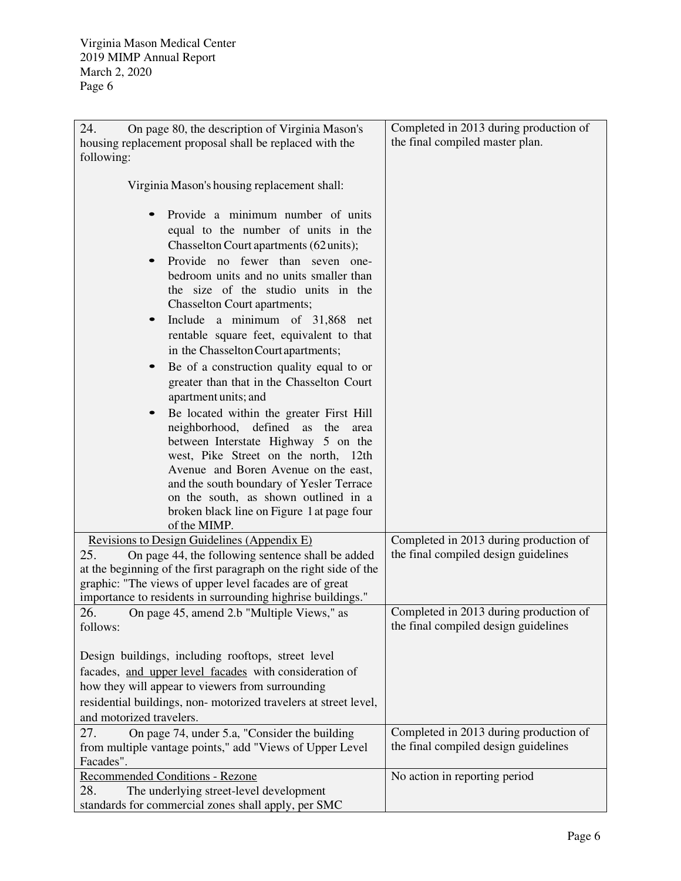| | |
|---|---|
| 24. On page 80, the description of Virginia Mason's housing replacement proposal shall be replaced with the following:<br><br>Virginia Mason's housing replacement shall:<br><br>• Provide a minimum number of units equal to the number of units in the Chasselton Court apartments (62 units);<br>• Provide no fewer than seven one-bedroom units and no units smaller than the size of the studio units in the Chasselton Court apartments;<br>• Include a minimum of 31,868 net rentable square feet, equivalent to that in the Chasselton Court apartments;<br>• Be of a construction quality equal to or greater than that in the Chasselton Court apartment units; and<br>• Be located within the greater First Hill neighborhood, defined as the area between Interstate Highway 5 on the west, Pike Street on the north, 12th Avenue and Boren Avenue on the east, and the south boundary of Yesler Terrace on the south, as shown outlined in a broken black line on Figure 1 at page four of the MIMP. | Completed in 2013 during production of the final compiled master plan. |
| <u>Revisions to Design Guidelines (Appendix E)</u><br>25. On page 44, the following sentence shall be added at the beginning of the first paragraph on the right side of the graphic: "The views of upper level facades are of great importance to residents in surrounding highrise buildings." | Completed in 2013 during production of the final compiled design guidelines |
| 26. On page 45, amend 2.b "Multiple Views," as follows:<br><br>Design buildings, including rooftops, street level facades, <u>and upper level facades</u> with consideration of how they will appear to viewers from surrounding residential buildings, non- motorized travelers at street level, and motorized travelers. | Completed in 2013 during production of the final compiled design guidelines |
| 27. On page 74, under 5.a, "Consider the building from multiple vantage points," add "Views of Upper Level Facades". | Completed in 2013 during production of the final compiled design guidelines |
| <u>Recommended Conditions - Rezone</u><br>28. The underlying street-level development standards for commercial zones shall apply, per SMC | No action in reporting period |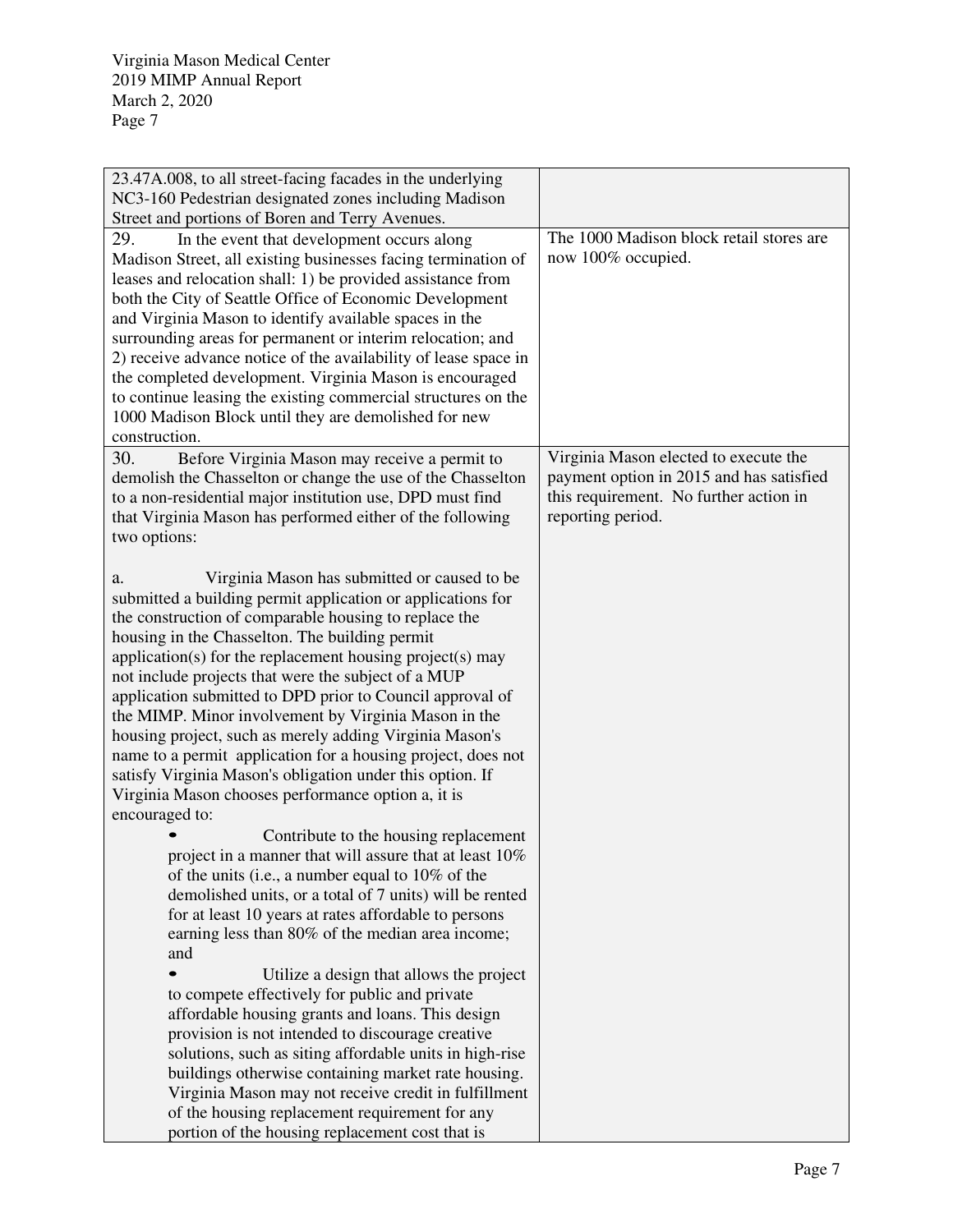| | |
|---|---|
| 23.47A.008, to all street-facing facades in the underlying NC3-160 Pedestrian designated zones including Madison Street and portions of Boren and Terry Avenues. | |
| 29. In the event that development occurs along Madison Street, all existing businesses facing termination of leases and relocation shall: 1) be provided assistance from both the City of Seattle Office of Economic Development and Virginia Mason to identify available spaces in the surrounding areas for permanent or interim relocation; and 2) receive advance notice of the availability of lease space in the completed development. Virginia Mason is encouraged to continue leasing the existing commercial structures on the 1000 Madison Block until they are demolished for new construction. | The 1000 Madison block retail stores are now 100% occupied. |
| 30. Before Virginia Mason may receive a permit to demolish the Chasselton or change the use of the Chasselton to a non-residential major institution use, DPD must find that Virginia Mason has performed either of the following two options:<br><br>a. Virginia Mason has submitted or caused to be submitted a building permit application or applications for the construction of comparable housing to replace the housing in the Chasselton. The building permit application(s) for the replacement housing project(s) may not include projects that were the subject of a MUP application submitted to DPD prior to Council approval of the MIMP. Minor involvement by Virginia Mason in the housing project, such as merely adding Virginia Mason's name to a permit application for a housing project, does not satisfy Virginia Mason's obligation under this option. If Virginia Mason chooses performance option a, it is encouraged to:<br>• Contribute to the housing replacement project in a manner that will assure that at least 10% of the units (i.e., a number equal to 10% of the demolished units, or a total of 7 units) will be rented for at least 10 years at rates affordable to persons earning less than 80% of the median area income; and<br>• Utilize a design that allows the project to compete effectively for public and private affordable housing grants and loans. This design provision is not intended to discourage creative solutions, such as siting affordable units in high-rise buildings otherwise containing market rate housing. Virginia Mason may not receive credit in fulfillment of the housing replacement requirement for any portion of the housing replacement cost that is | Virginia Mason elected to execute the payment option in 2015 and has satisfied this requirement. No further action in reporting period. |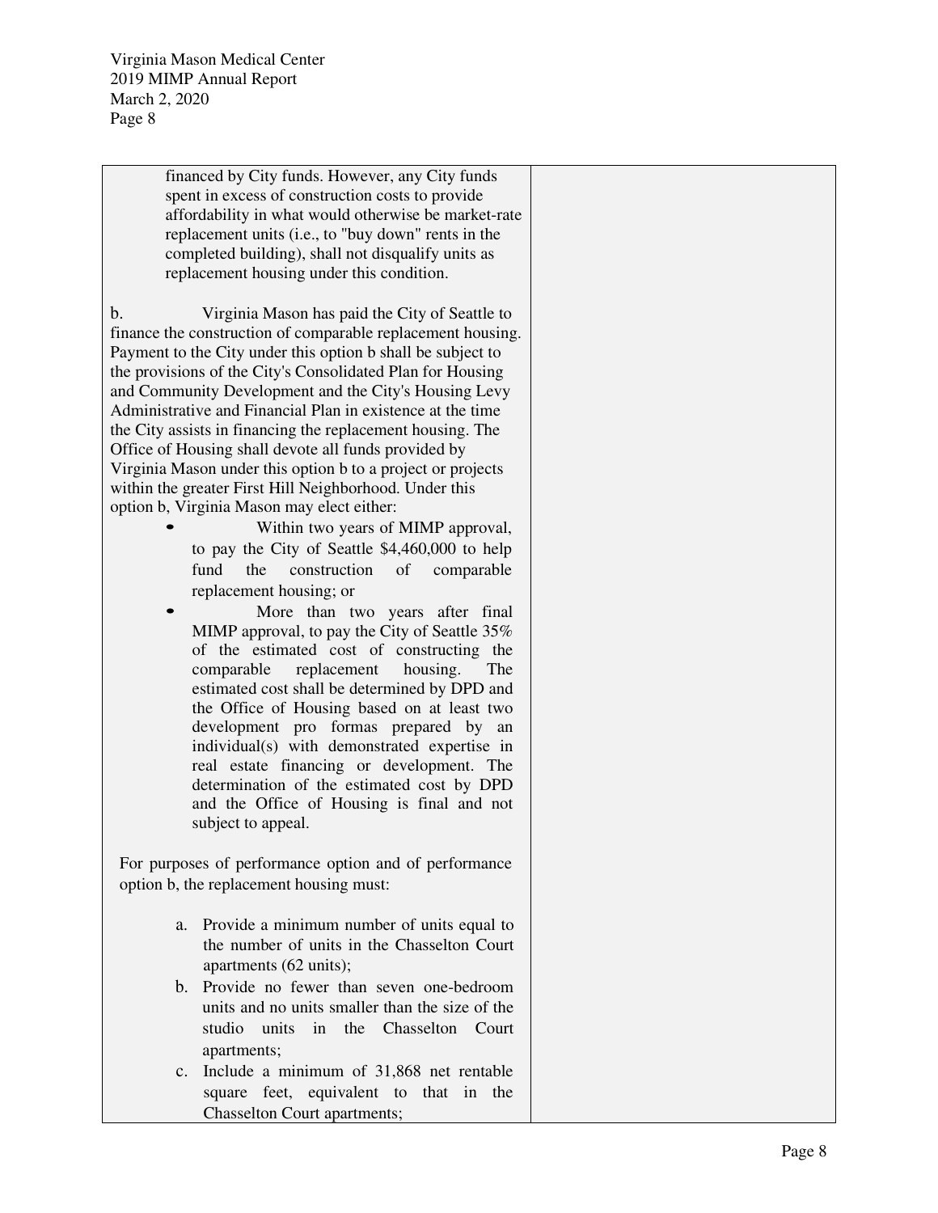| | |
|---|---|
| financed by City funds. However, any City funds spent in excess of construction costs to provide affordability in what would otherwise be market-rate replacement units (i.e., to "buy down" rents in the completed building), shall not disqualify units as replacement housing under this condition.<br><br>b. Virginia Mason has paid the City of Seattle to finance the construction of comparable replacement housing. Payment to the City under this option b shall be subject to the provisions of the City's Consolidated Plan for Housing and Community Development and the City's Housing Levy Administrative and Financial Plan in existence at the time the City assists in financing the replacement housing. The Office of Housing shall devote all funds provided by Virginia Mason under this option b to a project or projects within the greater First Hill Neighborhood. Under this option b, Virginia Mason may elect either:<br>• Within two years of MIMP approval, to pay the City of Seattle $4,460,000 to help fund the construction of comparable replacement housing; or<br>• More than two years after final MIMP approval, to pay the City of Seattle 35% of the estimated cost of constructing the comparable replacement housing. The estimated cost shall be determined by DPD and the Office of Housing based on at least two development pro formas prepared by an individual(s) with demonstrated expertise in real estate financing or development. The determination of the estimated cost by DPD and the Office of Housing is final and not subject to appeal.<br><br>For purposes of performance option and of performance option b, the replacement housing must:<br><br>a. Provide a minimum number of units equal to the number of units in the Chasselton Court apartments (62 units);<br>b. Provide no fewer than seven one-bedroom units and no units smaller than the size of the studio units in the Chasselton Court apartments;<br>c. Include a minimum of 31,868 net rentable square feet, equivalent to that in the Chasselton Court apartments; | |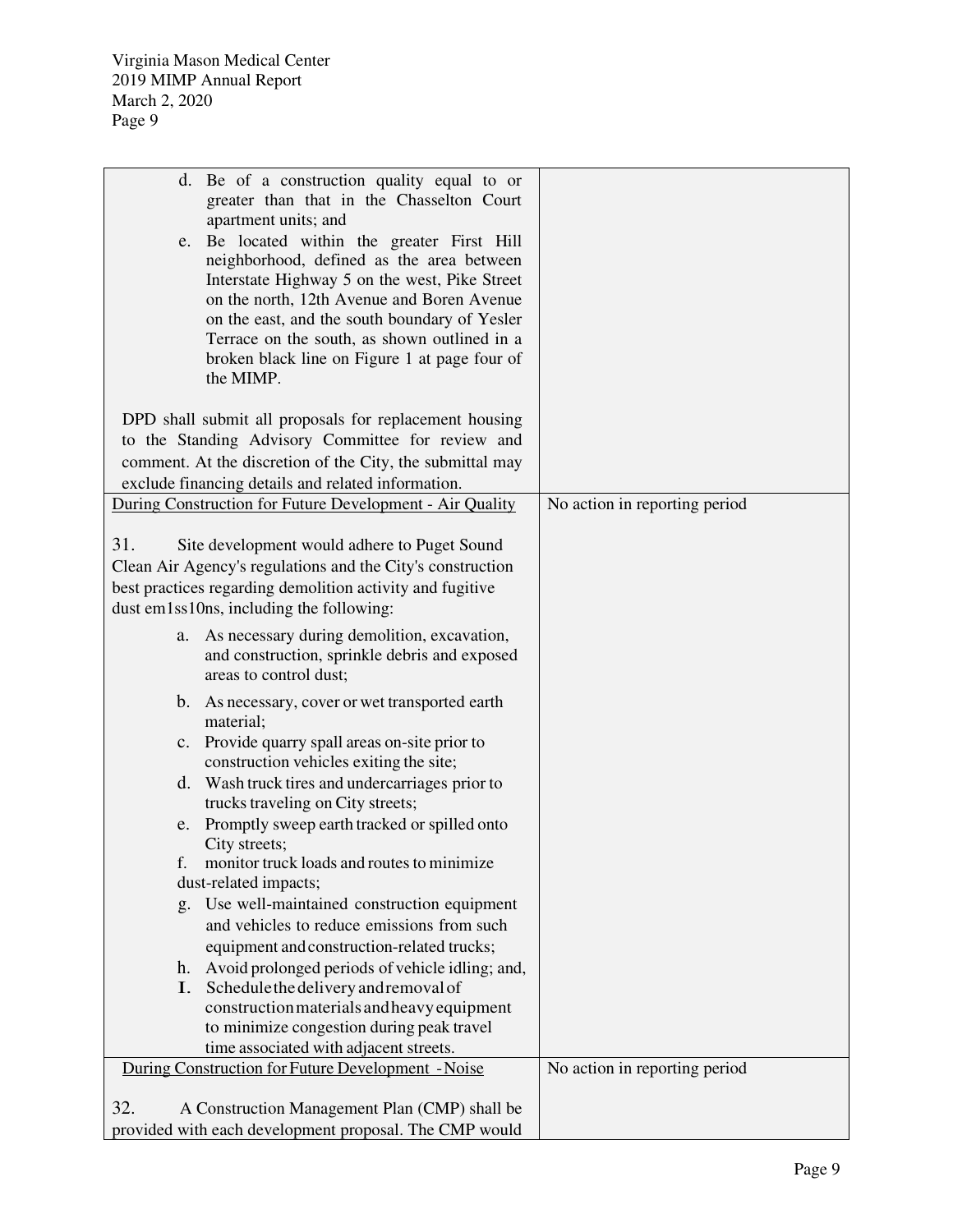| | |
|---|---|
| d. Be of a construction quality equal to or greater than that in the Chasselton Court apartment units; and<br>e. Be located within the greater First Hill neighborhood, defined as the area between Interstate Highway 5 on the west, Pike Street on the north, 12th Avenue and Boren Avenue on the east, and the south boundary of Yesler Terrace on the south, as shown outlined in a broken black line on Figure 1 at page four of the MIMP.<br><br>DPD shall submit all proposals for replacement housing to the Standing Advisory Committee for review and comment. At the discretion of the City, the submittal may exclude financing details and related information. | |
| <u>During Construction for Future Development - Air Quality</u><br><br>31. Site development would adhere to Puget Sound Clean Air Agency's regulations and the City's construction best practices regarding demolition activity and fugitive dust em1ss10ns, including the following:<br>a. As necessary during demolition, excavation, and construction, sprinkle debris and exposed areas to control dust;<br>b. As necessary, cover or wet transported earth material;<br>c. Provide quarry spall areas on-site prior to construction vehicles exiting the site;<br>d. Wash truck tires and undercarriages prior to trucks traveling on City streets;<br>e. Promptly sweep earth tracked or spilled onto City streets;<br>f. monitor truck loads and routes to minimize dust-related impacts;<br>g. Use well-maintained construction equipment and vehicles to reduce emissions from such equipment and construction-related trucks;<br>h. Avoid prolonged periods of vehicle idling; and,<br>I. Schedule the delivery and removal of construction materials and heavy equipment to minimize congestion during peak travel time associated with adjacent streets. | No action in reporting period |
| <u>During Construction for Future Development - Noise</u><br><br>32. A Construction Management Plan (CMP) shall be provided with each development proposal. The CMP would | No action in reporting period |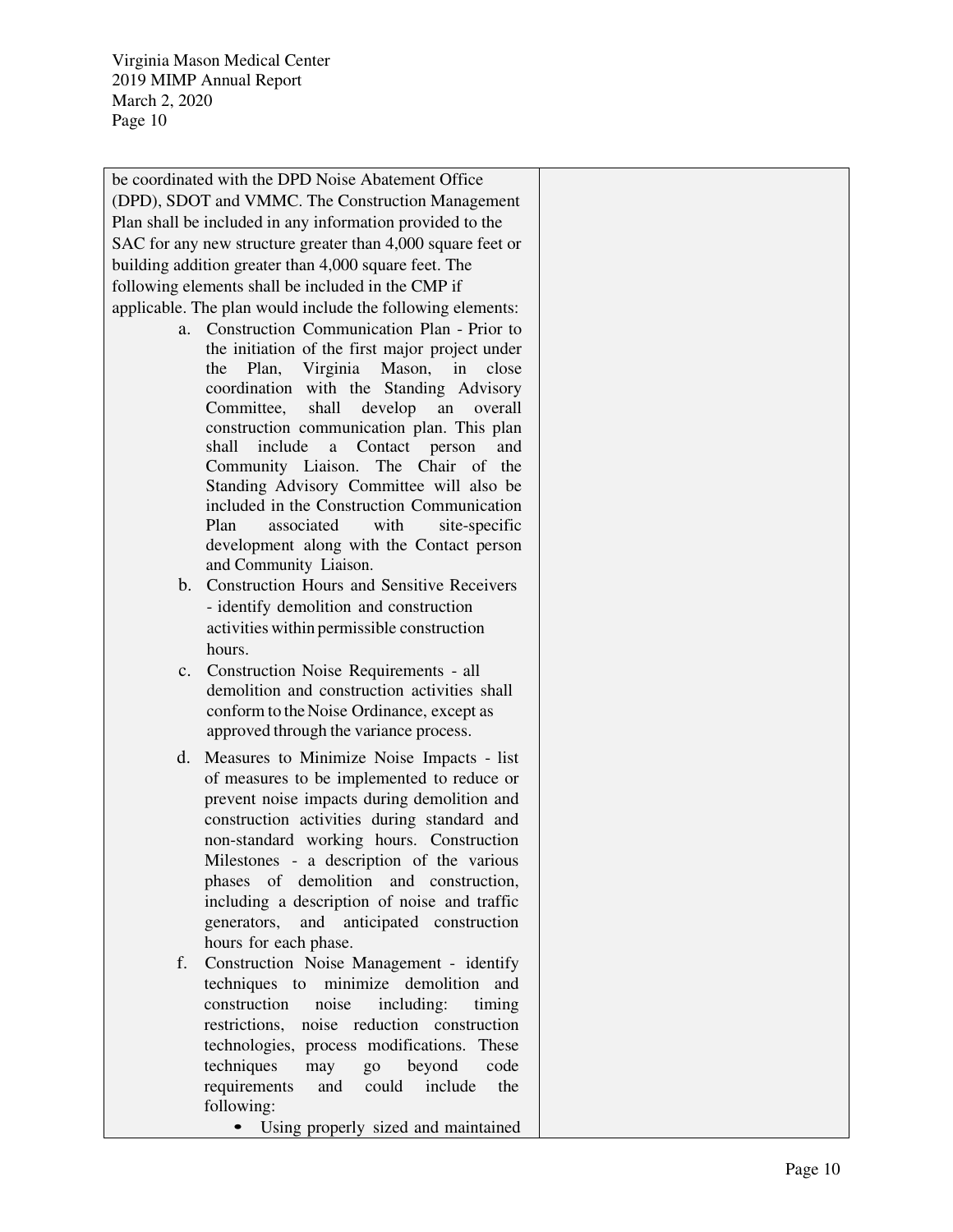| | |
|---|---|
| be coordinated with the DPD Noise Abatement Office (DPD), SDOT and VMMC. The Construction Management Plan shall be included in any information provided to the SAC for any new structure greater than 4,000 square feet or building addition greater than 4,000 square feet. The following elements shall be included in the CMP if applicable. The plan would include the following elements:<br>a. Construction Communication Plan - Prior to the initiation of the first major project under the Plan, Virginia Mason, in close coordination with the Standing Advisory Committee, shall develop an overall construction communication plan. This plan shall include a Contact person and Community Liaison. The Chair of the Standing Advisory Committee will also be included in the Construction Communication Plan associated with site-specific development along with the Contact person and Community Liaison.<br>b. Construction Hours and Sensitive Receivers - identify demolition and construction activities within permissible construction hours.<br>c. Construction Noise Requirements - all demolition and construction activities shall conform to the Noise Ordinance, except as approved through the variance process.<br>d. Measures to Minimize Noise Impacts - list of measures to be implemented to reduce or prevent noise impacts during demolition and construction activities during standard and non-standard working hours. Construction Milestones - a description of the various phases of demolition and construction, including a description of noise and traffic generators, and anticipated construction hours for each phase.<br>f. Construction Noise Management - identify techniques to minimize demolition and construction noise including: timing restrictions, noise reduction construction technologies, process modifications. These techniques may go beyond code requirements and could include the following:<br>• Using properly sized and maintained | |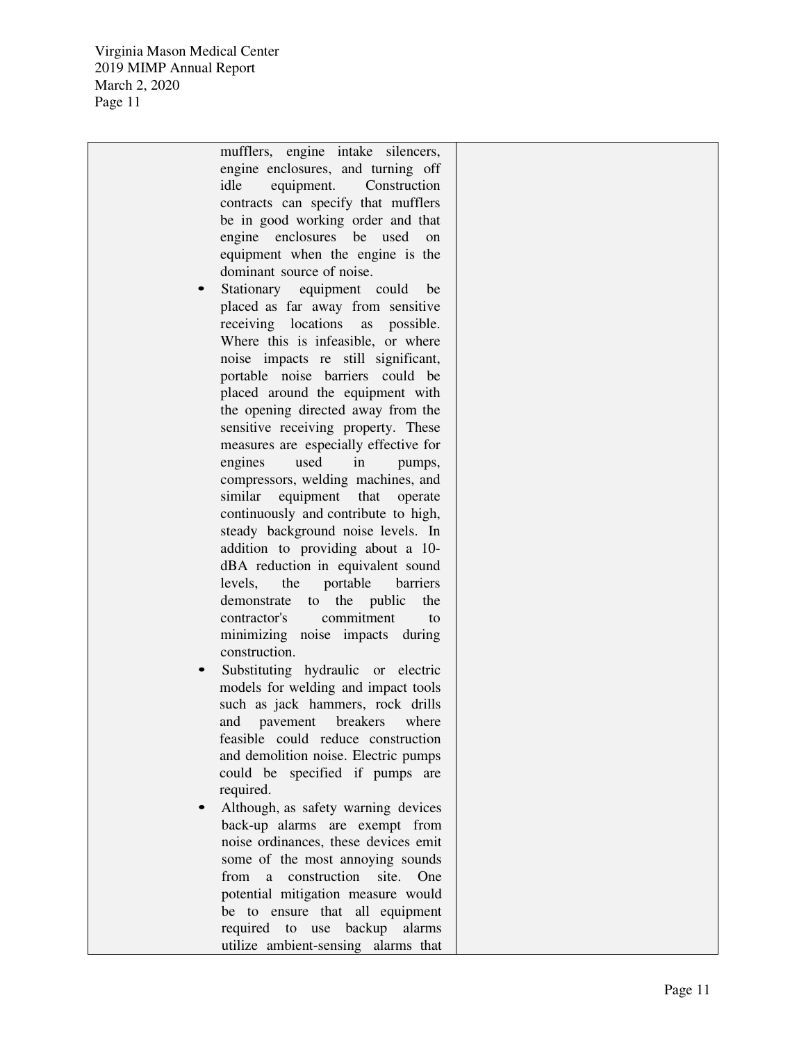| | | |
|---|---|---|
| | mufflers, engine intake silencers, engine enclosures, and turning off idle equipment. Construction contracts can specify that mufflers be in good working order and that engine enclosures be used on equipment when the engine is the dominant source of noise.<br>• Stationary equipment could be placed as far away from sensitive receiving locations as possible. Where this is infeasible, or where noise impacts re still significant, portable noise barriers could be placed around the equipment with the opening directed away from the sensitive receiving property. These measures are especially effective for engines used in pumps, compressors, welding machines, and similar equipment that operate continuously and contribute to high, steady background noise levels. In addition to providing about a 10-dBA reduction in equivalent sound levels, the portable barriers demonstrate to the public the contractor's commitment to minimizing noise impacts during construction.<br>• Substituting hydraulic or electric models for welding and impact tools such as jack hammers, rock drills and pavement breakers where feasible could reduce construction and demolition noise. Electric pumps could be specified if pumps are required.<br>• Although, as safety warning devices back-up alarms are exempt from noise ordinances, these devices emit some of the most annoying sounds from a construction site. One potential mitigation measure would be to ensure that all equipment required to use backup alarms utilize ambient-sensing alarms that | |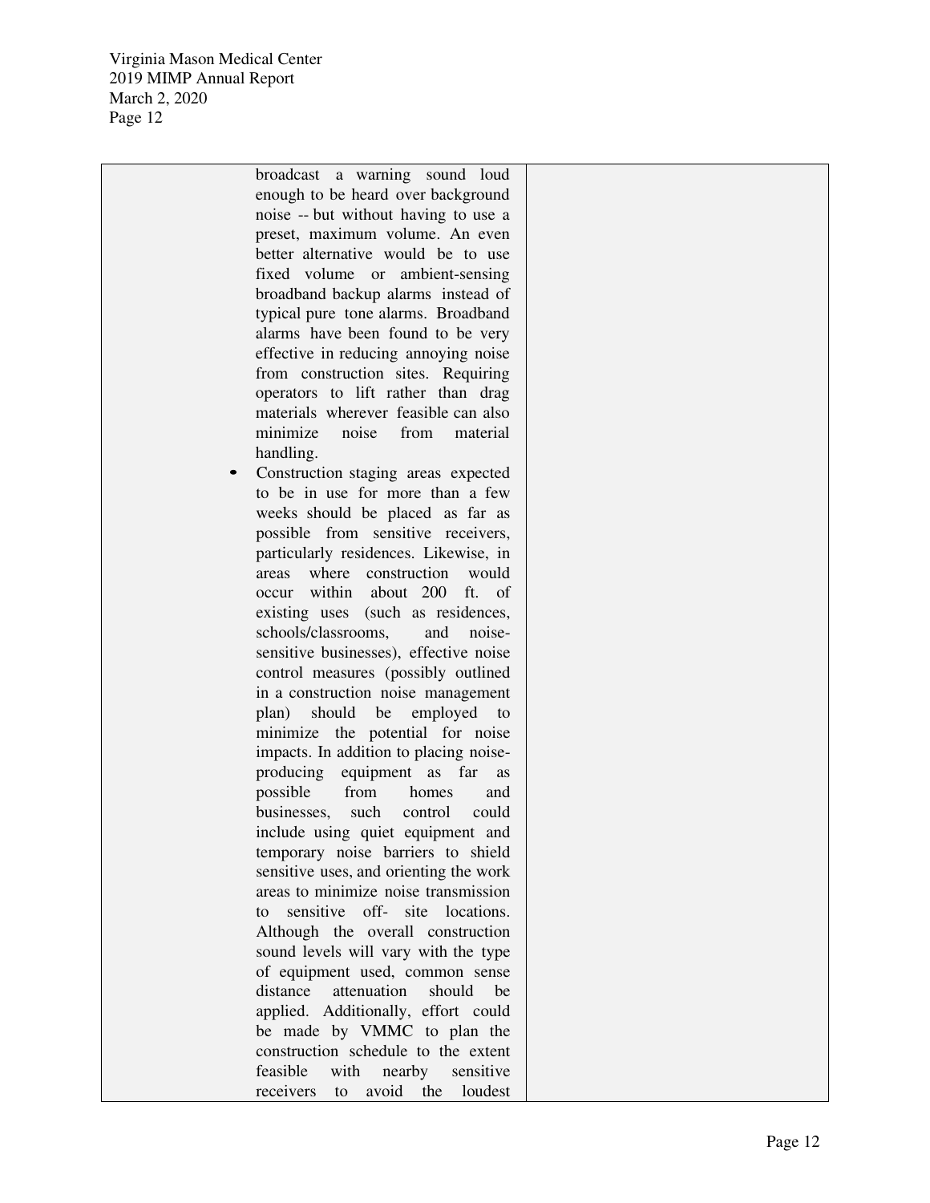| | | |
|---|---|---|
| | broadcast a warning sound loud enough to be heard over background noise -- but without having to use a preset, maximum volume. An even better alternative would be to use fixed volume or ambient-sensing broadband backup alarms instead of typical pure tone alarms. Broadband alarms have been found to be very effective in reducing annoying noise from construction sites. Requiring operators to lift rather than drag materials wherever feasible can also minimize noise from material handling.<br>• Construction staging areas expected to be in use for more than a few weeks should be placed as far as possible from sensitive receivers, particularly residences. Likewise, in areas where construction would occur within about 200 ft. of existing uses (such as residences, schools/classrooms, and noise-sensitive businesses), effective noise control measures (possibly outlined in a construction noise management plan) should be employed to minimize the potential for noise impacts. In addition to placing noise-producing equipment as far as possible from homes and businesses, such control could include using quiet equipment and temporary noise barriers to shield sensitive uses, and orienting the work areas to minimize noise transmission to sensitive off- site locations. Although the overall construction sound levels will vary with the type of equipment used, common sense distance attenuation should be applied. Additionally, effort could be made by VMMC to plan the construction schedule to the extent feasible with nearby sensitive receivers to avoid the loudest | |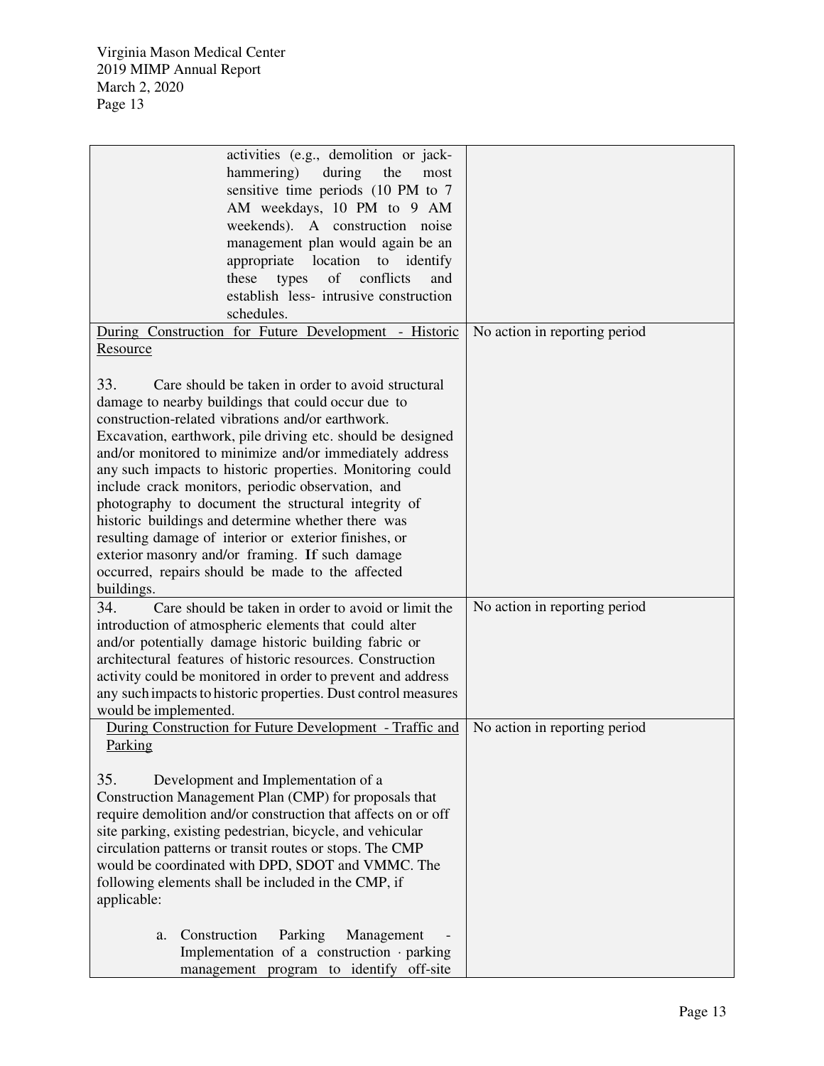| | |
|---|---|
| activities (e.g., demolition or jack-hammering) during the most sensitive time periods (10 PM to 7 AM weekdays, 10 PM to 9 AM weekends). A construction noise management plan would again be an appropriate location to identify these types of conflicts and establish less- intrusive construction schedules. | |
| <u>During Construction for Future Development - Historic Resource</u><br><br>33. Care should be taken in order to avoid structural damage to nearby buildings that could occur due to construction-related vibrations and/or earthwork. Excavation, earthwork, pile driving etc. should be designed and/or monitored to minimize and/or immediately address any such impacts to historic properties. Monitoring could include crack monitors, periodic observation, and photography to document the structural integrity of historic buildings and determine whether there was resulting damage of interior or exterior finishes, or exterior masonry and/or framing. **I**f such damage occurred, repairs should be made to the affected buildings. | No action in reporting period |
| 34. Care should be taken in order to avoid or limit the introduction of atmospheric elements that could alter and/or potentially damage historic building fabric or architectural features of historic resources. Construction activity could be monitored in order to prevent and address any such impacts to historic properties. Dust control measures would be implemented. | No action in reporting period |
| <u>During Construction for Future Development - Traffic and Parking</u><br><br>35. Development and Implementation of a Construction Management Plan (CMP) for proposals that require demolition and/or construction that affects on or off site parking, existing pedestrian, bicycle, and vehicular circulation patterns or transit routes or stops. The CMP would be coordinated with DPD, SDOT and VMMC. The following elements shall be included in the CMP, if applicable:<br><br>a. Construction Parking Management - Implementation of a construction · parking management program to identify off-site | No action in reporting period |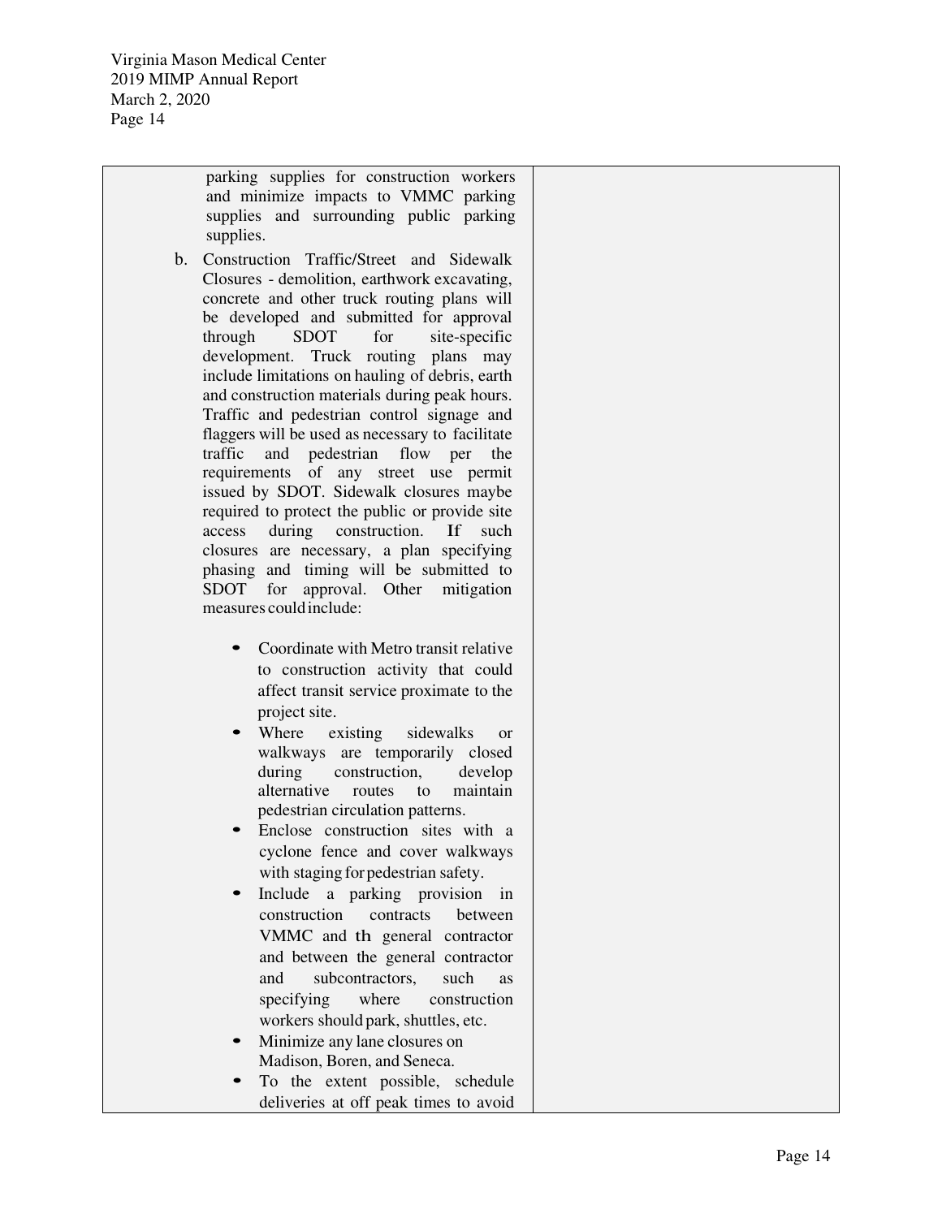| | |
|---|---|
| parking supplies for construction workers and minimize impacts to VMMC parking supplies and surrounding public parking supplies.<br><br>b. Construction Traffic/Street and Sidewalk Closures - demolition, earthwork excavating, concrete and other truck routing plans will be developed and submitted for approval through SDOT for site-specific development. Truck routing plans may include limitations on hauling of debris, earth and construction materials during peak hours. Traffic and pedestrian control signage and flaggers will be used as necessary to facilitate traffic and pedestrian flow per the requirements of any street use permit issued by SDOT. Sidewalk closures maybe required to protect the public or provide site access during construction. If such closures are necessary, a plan specifying phasing and timing will be submitted to SDOT for approval. Other mitigation measures could include:<br><br>• Coordinate with Metro transit relative to construction activity that could affect transit service proximate to the project site.<br>• Where existing sidewalks or walkways are temporarily closed during construction, develop alternative routes to maintain pedestrian circulation patterns.<br>• Enclose construction sites with a cyclone fence and cover walkways with staging for pedestrian safety.<br>• Include a parking provision in construction contracts between VMMC and th general contractor and between the general contractor and subcontractors, such as specifying where construction workers should park, shuttles, etc.<br>• Minimize any lane closures on Madison, Boren, and Seneca.<br>• To the extent possible, schedule deliveries at off peak times to avoid | |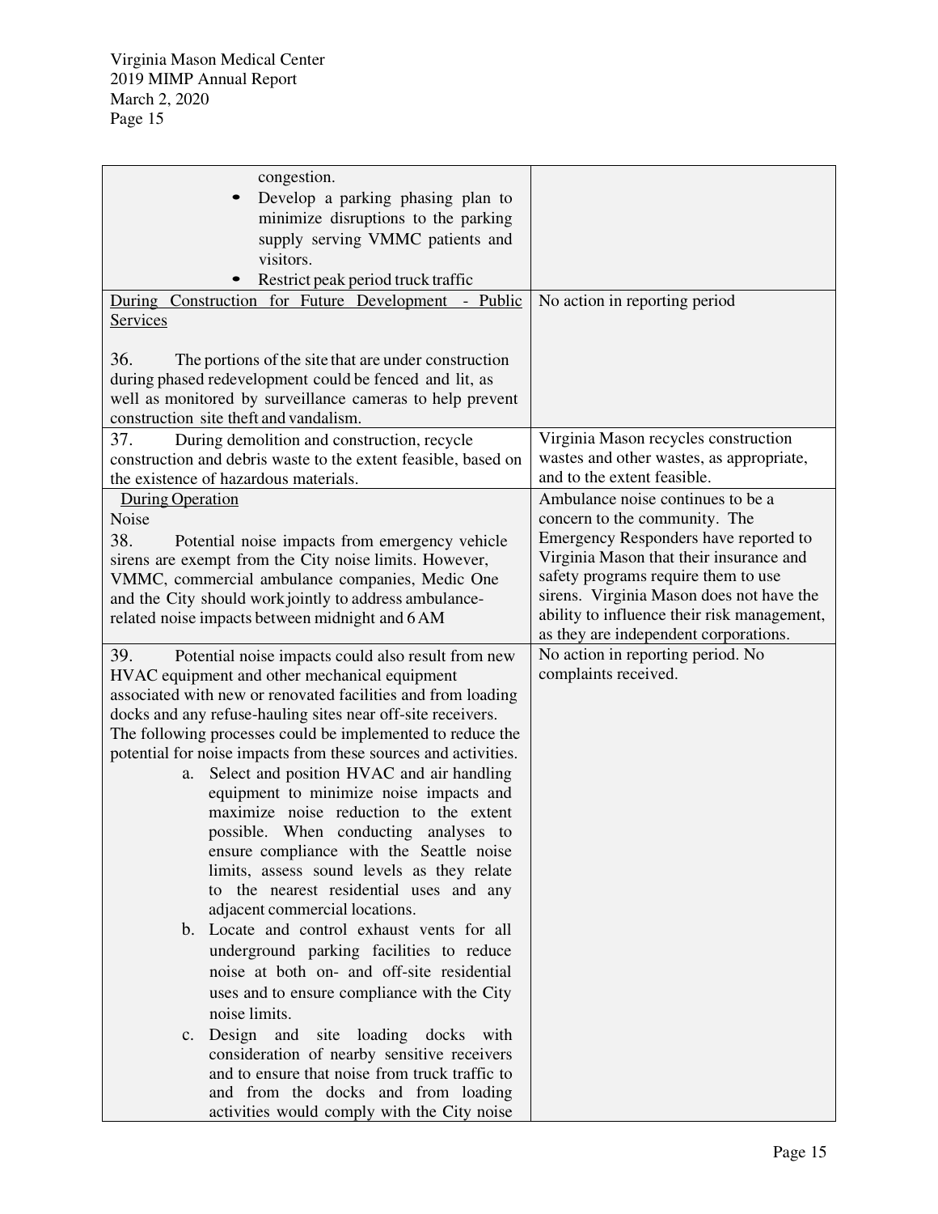| | |
|---|---|
| congestion.<br>• Develop a parking phasing plan to minimize disruptions to the parking supply serving VMMC patients and visitors.<br>• Restrict peak period truck traffic | |
| <u>During Construction for Future Development - Public Services</u><br><br>36. The portions of the site that are under construction during phased redevelopment could be fenced and lit, as well as monitored by surveillance cameras to help prevent construction site theft and vandalism. | No action in reporting period |
| 37. During demolition and construction, recycle construction and debris waste to the extent feasible, based on the existence of hazardous materials. | Virginia Mason recycles construction wastes and other wastes, as appropriate, and to the extent feasible. |
| <u>During Operation</u><br>Noise<br>38. Potential noise impacts from emergency vehicle sirens are exempt from the City noise limits. However, VMMC, commercial ambulance companies, Medic One and the City should work jointly to address ambulance-related noise impacts between midnight and 6 AM | Ambulance noise continues to be a concern to the community. The Emergency Responders have reported to Virginia Mason that their insurance and safety programs require them to use sirens. Virginia Mason does not have the ability to influence their risk management, as they are independent corporations. |
| 39. Potential noise impacts could also result from new HVAC equipment and other mechanical equipment associated with new or renovated facilities and from loading docks and any refuse-hauling sites near off-site receivers. The following processes could be implemented to reduce the potential for noise impacts from these sources and activities.<br>a. Select and position HVAC and air handling equipment to minimize noise impacts and maximize noise reduction to the extent possible. When conducting analyses to ensure compliance with the Seattle noise limits, assess sound levels as they relate to the nearest residential uses and any adjacent commercial locations.<br>b. Locate and control exhaust vents for all underground parking facilities to reduce noise at both on- and off-site residential uses and to ensure compliance with the City noise limits.<br>c. Design and site loading docks with consideration of nearby sensitive receivers and to ensure that noise from truck traffic to and from the docks and from loading activities would comply with the City noise | No action in reporting period. No complaints received. |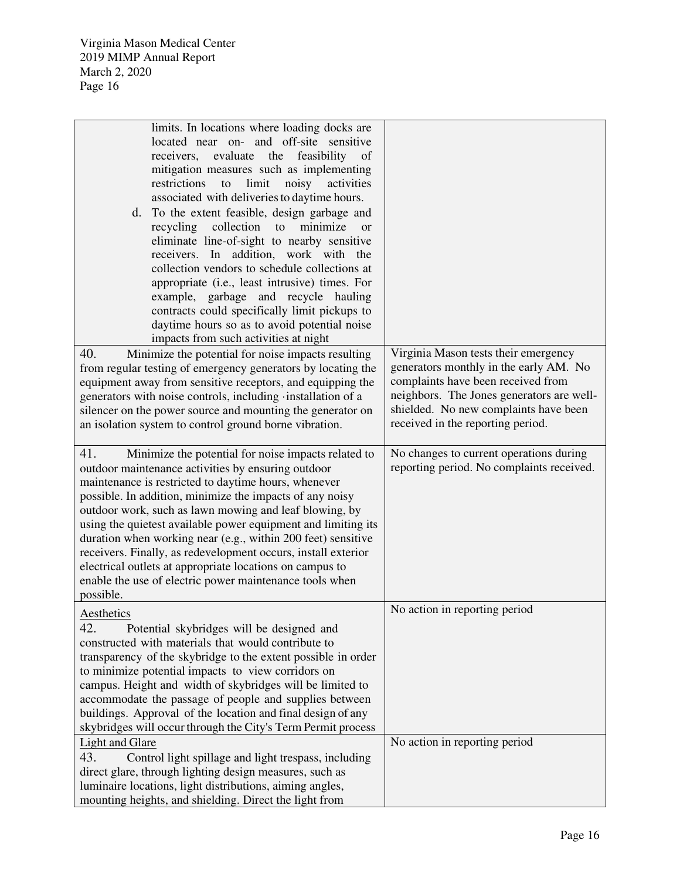| | |
|---|---|
| limits. In locations where loading docks are located near on- and off-site sensitive receivers, evaluate the feasibility of mitigation measures such as implementing restrictions to limit noisy activities associated with deliveries to daytime hours.<br>d. To the extent feasible, design garbage and recycling collection to minimize or eliminate line-of-sight to nearby sensitive receivers. In addition, work with the collection vendors to schedule collections at appropriate (i.e., least intrusive) times. For example, garbage and recycle hauling contracts could specifically limit pickups to daytime hours so as to avoid potential noise impacts from such activities at night | |
| 40. Minimize the potential for noise impacts resulting from regular testing of emergency generators by locating the equipment away from sensitive receptors, and equipping the generators with noise controls, including ·installation of a silencer on the power source and mounting the generator on an isolation system to control ground borne vibration. | Virginia Mason tests their emergency generators monthly in the early AM. No complaints have been received from neighbors. The Jones generators are well-shielded. No new complaints have been received in the reporting period. |
| 41. Minimize the potential for noise impacts related to outdoor maintenance activities by ensuring outdoor maintenance is restricted to daytime hours, whenever possible. In addition, minimize the impacts of any noisy outdoor work, such as lawn mowing and leaf blowing, by using the quietest available power equipment and limiting its duration when working near (e.g., within 200 feet) sensitive receivers. Finally, as redevelopment occurs, install exterior electrical outlets at appropriate locations on campus to enable the use of electric power maintenance tools when possible. | No changes to current operations during reporting period. No complaints received. |
| Aesthetics<br>42. Potential skybridges will be designed and constructed with materials that would contribute to transparency of the skybridge to the extent possible in order to minimize potential impacts to view corridors on campus. Height and width of skybridges will be limited to accommodate the passage of people and supplies between buildings. Approval of the location and final design of any skybridges will occur through the City's Term Permit process | No action in reporting period |
| Light and Glare<br>43. Control light spillage and light trespass, including direct glare, through lighting design measures, such as luminaire locations, light distributions, aiming angles, mounting heights, and shielding. Direct the light from | No action in reporting period |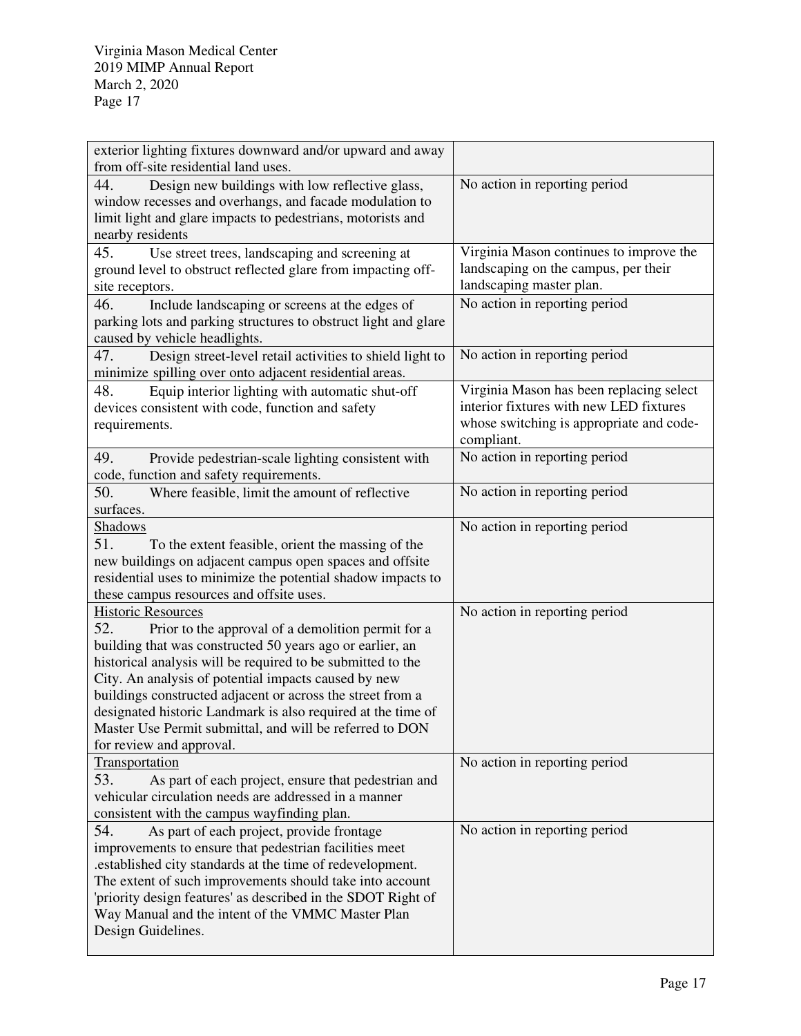| | |
|---|---|
| exterior lighting fixtures downward and/or upward and away from off-site residential land uses. | |
| 44. Design new buildings with low reflective glass, window recesses and overhangs, and facade modulation to limit light and glare impacts to pedestrians, motorists and nearby residents | No action in reporting period |
| 45. Use street trees, landscaping and screening at ground level to obstruct reflected glare from impacting off-site receptors. | Virginia Mason continues to improve the landscaping on the campus, per their landscaping master plan. |
| 46. Include landscaping or screens at the edges of parking lots and parking structures to obstruct light and glare caused by vehicle headlights. | No action in reporting period |
| 47. Design street-level retail activities to shield light to minimize spilling over onto adjacent residential areas. | No action in reporting period |
| 48. Equip interior lighting with automatic shut-off devices consistent with code, function and safety requirements. | Virginia Mason has been replacing select interior fixtures with new LED fixtures whose switching is appropriate and code-compliant. |
| 49. Provide pedestrian-scale lighting consistent with code, function and safety requirements. | No action in reporting period |
| 50. Where feasible, limit the amount of reflective surfaces. | No action in reporting period |
| Shadows<br>51. To the extent feasible, orient the massing of the new buildings on adjacent campus open spaces and offsite residential uses to minimize the potential shadow impacts to these campus resources and offsite uses. | No action in reporting period |
| Historic Resources<br>52. Prior to the approval of a demolition permit for a building that was constructed 50 years ago or earlier, an historical analysis will be required to be submitted to the City. An analysis of potential impacts caused by new buildings constructed adjacent or across the street from a designated historic Landmark is also required at the time of Master Use Permit submittal, and will be referred to DON for review and approval. | No action in reporting period |
| Transportation<br>53. As part of each project, ensure that pedestrian and vehicular circulation needs are addressed in a manner consistent with the campus wayfinding plan. | No action in reporting period |
| 54. As part of each project, provide frontage improvements to ensure that pedestrian facilities meet .established city standards at the time of redevelopment. The extent of such improvements should take into account 'priority design features' as described in the SDOT Right of Way Manual and the intent of the VMMC Master Plan Design Guidelines. | No action in reporting period |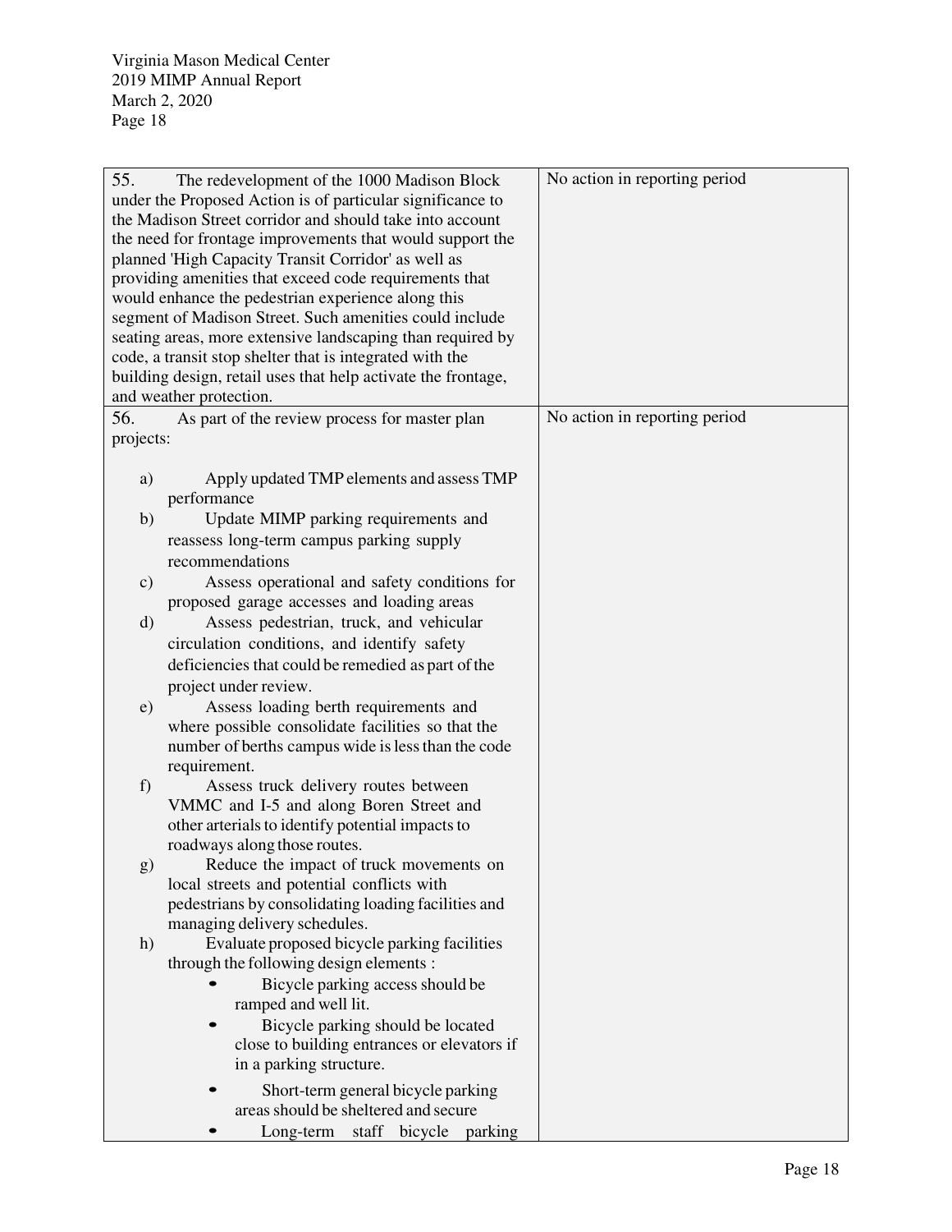| | |
|---|---|
| 55. The redevelopment of the 1000 Madison Block under the Proposed Action is of particular significance to the Madison Street corridor and should take into account the need for frontage improvements that would support the planned 'High Capacity Transit Corridor' as well as providing amenities that exceed code requirements that would enhance the pedestrian experience along this segment of Madison Street. Such amenities could include seating areas, more extensive landscaping than required by code, a transit stop shelter that is integrated with the building design, retail uses that help activate the frontage, and weather protection. | No action in reporting period |
| 56. As part of the review process for master plan projects:<br><br>a) Apply updated TMP elements and assess TMP performance<br>b) Update MIMP parking requirements and reassess long-term campus parking supply recommendations<br>c) Assess operational and safety conditions for proposed garage accesses and loading areas<br>d) Assess pedestrian, truck, and vehicular circulation conditions, and identify safety deficiencies that could be remedied as part of the project under review.<br>e) Assess loading berth requirements and where possible consolidate facilities so that the number of berths campus wide is less than the code requirement.<br>f) Assess truck delivery routes between VMMC and I-5 and along Boren Street and other arterials to identify potential impacts to roadways along those routes.<br>g) Reduce the impact of truck movements on local streets and potential conflicts with pedestrians by consolidating loading facilities and managing delivery schedules.<br>h) Evaluate proposed bicycle parking facilities through the following design elements :<br>• Bicycle parking access should be ramped and well lit.<br>• Bicycle parking should be located close to building entrances or elevators if in a parking structure.<br>• Short-term general bicycle parking areas should be sheltered and secure<br>• Long-term staff bicycle parking | No action in reporting period |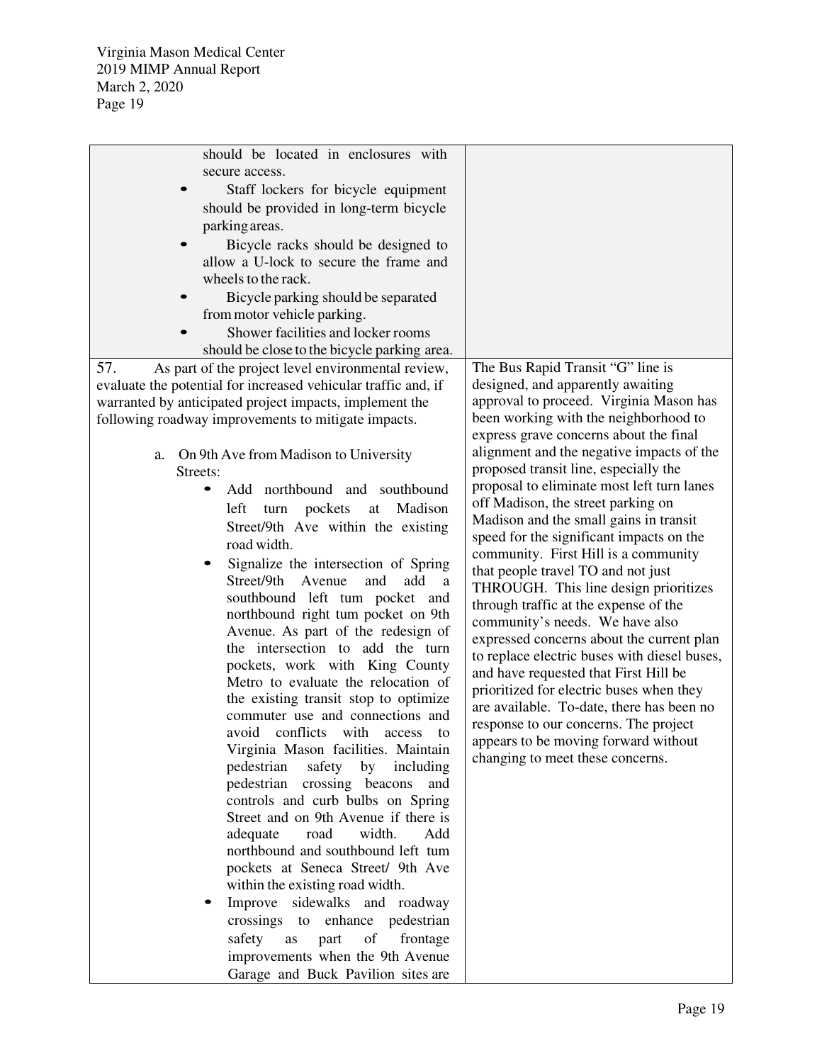| | |
|---|---|
| should be located in enclosures with secure access.<br>• Staff lockers for bicycle equipment should be provided in long-term bicycle parking areas.<br>• Bicycle racks should be designed to allow a U-lock to secure the frame and wheels to the rack.<br>• Bicycle parking should be separated from motor vehicle parking.<br>• Shower facilities and locker rooms should be close to the bicycle parking area. | |
| 57. As part of the project level environmental review, evaluate the potential for increased vehicular traffic and, if warranted by anticipated project impacts, implement the following roadway improvements to mitigate impacts.<br><br>a. On 9th Ave from Madison to University Streets:<br>• Add northbound and southbound left turn pockets at Madison Street/9th Ave within the existing road width.<br>• Signalize the intersection of Spring Street/9th Avenue and add a southbound left tum pocket and northbound right tum pocket on 9th Avenue. As part of the redesign of the intersection to add the turn pockets, work with King County Metro to evaluate the relocation of the existing transit stop to optimize commuter use and connections and avoid conflicts with access to Virginia Mason facilities. Maintain pedestrian safety by including pedestrian crossing beacons and controls and curb bulbs on Spring Street and on 9th Avenue if there is adequate road width. Add northbound and southbound left tum pockets at Seneca Street/ 9th Ave within the existing road width.<br>• Improve sidewalks and roadway crossings to enhance pedestrian safety as part of frontage improvements when the 9th Avenue Garage and Buck Pavilion sites are | The Bus Rapid Transit "G" line is designed, and apparently awaiting approval to proceed. Virginia Mason has been working with the neighborhood to express grave concerns about the final alignment and the negative impacts of the proposed transit line, especially the proposal to eliminate most left turn lanes off Madison, the street parking on Madison and the small gains in transit speed for the significant impacts on the community. First Hill is a community that people travel TO and not just THROUGH. This line design prioritizes through traffic at the expense of the community's needs. We have also expressed concerns about the current plan to replace electric buses with diesel buses, and have requested that First Hill be prioritized for electric buses when they are available. To-date, there has been no response to our concerns. The project appears to be moving forward without changing to meet these concerns. |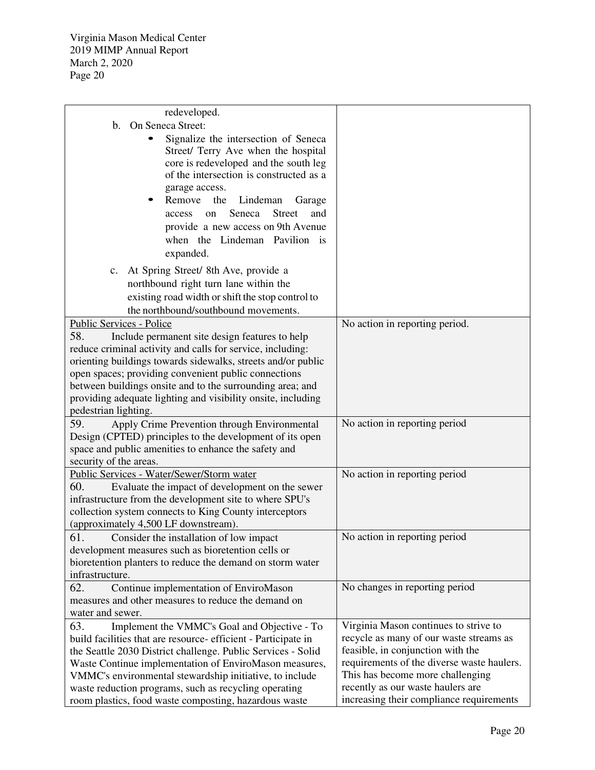| | |
|---|---|
| redeveloped.<br>b. On Seneca Street:<br>• Signalize the intersection of Seneca Street/ Terry Ave when the hospital core is redeveloped and the south leg of the intersection is constructed as a garage access.<br>• Remove the Lindeman Garage access on Seneca Street and provide a new access on 9th Avenue when the Lindeman Pavilion is expanded.<br>c. At Spring Street/ 8th Ave, provide a northbound right turn lane within the existing road width or shift the stop control to the northbound/southbound movements. | |
| Public Services - Police<br>58. Include permanent site design features to help reduce criminal activity and calls for service, including: orienting buildings towards sidewalks, streets and/or public open spaces; providing convenient public connections between buildings onsite and to the surrounding area; and providing adequate lighting and visibility onsite, including pedestrian lighting. | No action in reporting period. |
| 59. Apply Crime Prevention through Environmental Design (CPTED) principles to the development of its open space and public amenities to enhance the safety and security of the areas. | No action in reporting period |
| Public Services - Water/Sewer/Storm water<br>60. Evaluate the impact of development on the sewer infrastructure from the development site to where SPU's collection system connects to King County interceptors (approximately 4,500 LF downstream). | No action in reporting period |
| 61. Consider the installation of low impact development measures such as bioretention cells or bioretention planters to reduce the demand on storm water infrastructure. | No action in reporting period |
| 62. Continue implementation of EnviroMason measures and other measures to reduce the demand on water and sewer. | No changes in reporting period |
| 63. Implement the VMMC's Goal and Objective - To build facilities that are resource- efficient - Participate in the Seattle 2030 District challenge. Public Services - Solid Waste Continue implementation of EnviroMason measures, VMMC's environmental stewardship initiative, to include waste reduction programs, such as recycling operating room plastics, food waste composting, hazardous waste | Virginia Mason continues to strive to recycle as many of our waste streams as feasible, in conjunction with the requirements of the diverse waste haulers. This has become more challenging recently as our waste haulers are increasing their compliance requirements |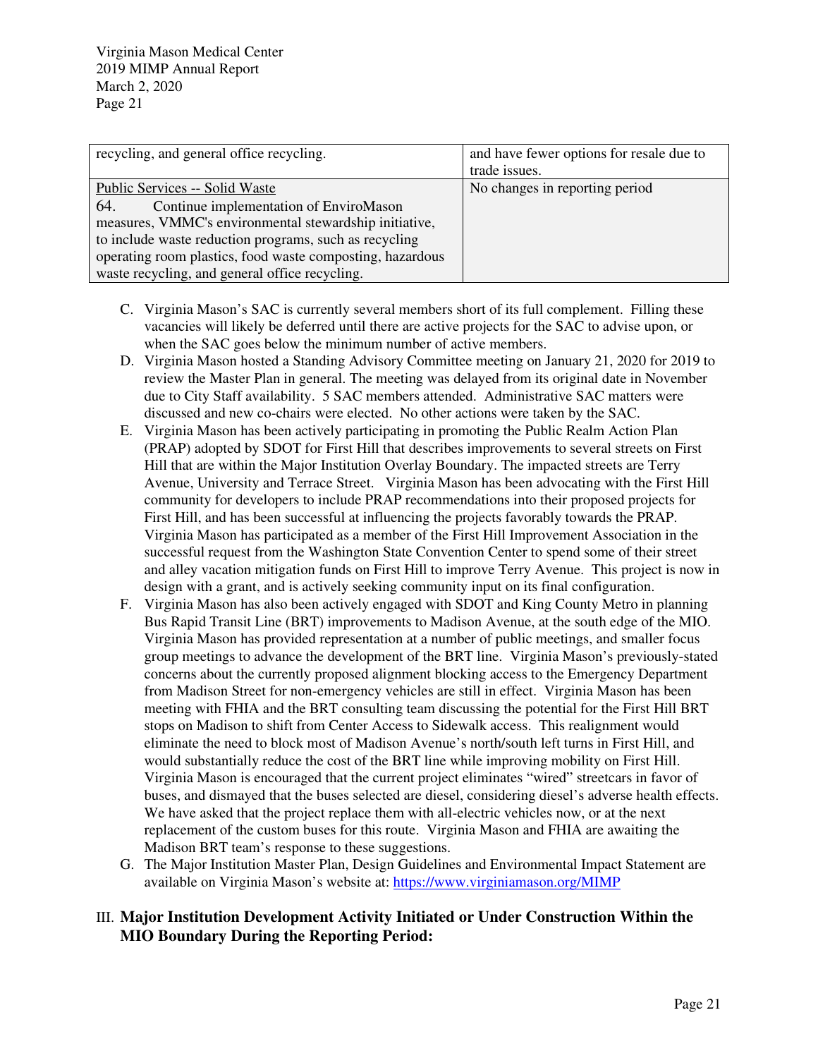| recycling, and general office recycling. | and have fewer options for resale due to trade issues. |
|---|---|
| Public Services -- Solid Waste<br>64. Continue implementation of EnviroMason measures, VMMC's environmental stewardship initiative, to include waste reduction programs, such as recycling operating room plastics, food waste composting, hazardous waste recycling, and general office recycling. | No changes in reporting period |

C. Virginia Mason's SAC is currently several members short of its full complement. Filling these vacancies will likely be deferred until there are active projects for the SAC to advise upon, or when the SAC goes below the minimum number of active members.

D. Virginia Mason hosted a Standing Advisory Committee meeting on January 21, 2020 for 2019 to review the Master Plan in general. The meeting was delayed from its original date in November due to City Staff availability. 5 SAC members attended. Administrative SAC matters were discussed and new co-chairs were elected. No other actions were taken by the SAC.

E. Virginia Mason has been actively participating in promoting the Public Realm Action Plan (PRAP) adopted by SDOT for First Hill that describes improvements to several streets on First Hill that are within the Major Institution Overlay Boundary. The impacted streets are Terry Avenue, University and Terrace Street. Virginia Mason has been advocating with the First Hill community for developers to include PRAP recommendations into their proposed projects for First Hill, and has been successful at influencing the projects favorably towards the PRAP. Virginia Mason has participated as a member of the First Hill Improvement Association in the successful request from the Washington State Convention Center to spend some of their street and alley vacation mitigation funds on First Hill to improve Terry Avenue. This project is now in design with a grant, and is actively seeking community input on its final configuration.

F. Virginia Mason has also been actively engaged with SDOT and King County Metro in planning Bus Rapid Transit Line (BRT) improvements to Madison Avenue, at the south edge of the MIO. Virginia Mason has provided representation at a number of public meetings, and smaller focus group meetings to advance the development of the BRT line. Virginia Mason's previously-stated concerns about the currently proposed alignment blocking access to the Emergency Department from Madison Street for non-emergency vehicles are still in effect. Virginia Mason has been meeting with FHIA and the BRT consulting team discussing the potential for the First Hill BRT stops on Madison to shift from Center Access to Sidewalk access. This realignment would eliminate the need to block most of Madison Avenue's north/south left turns in First Hill, and would substantially reduce the cost of the BRT line while improving mobility on First Hill. Virginia Mason is encouraged that the current project eliminates "wired" streetcars in favor of buses, and dismayed that the buses selected are diesel, considering diesel's adverse health effects. We have asked that the project replace them with all-electric vehicles now, or at the next replacement of the custom buses for this route. Virginia Mason and FHIA are awaiting the Madison BRT team's response to these suggestions.

G. The Major Institution Master Plan, Design Guidelines and Environmental Impact Statement are available on Virginia Mason's website at: https://www.virginiamason.org/MIMP

## III. Major Institution Development Activity Initiated or Under Construction Within the MIO Boundary During the Reporting Period: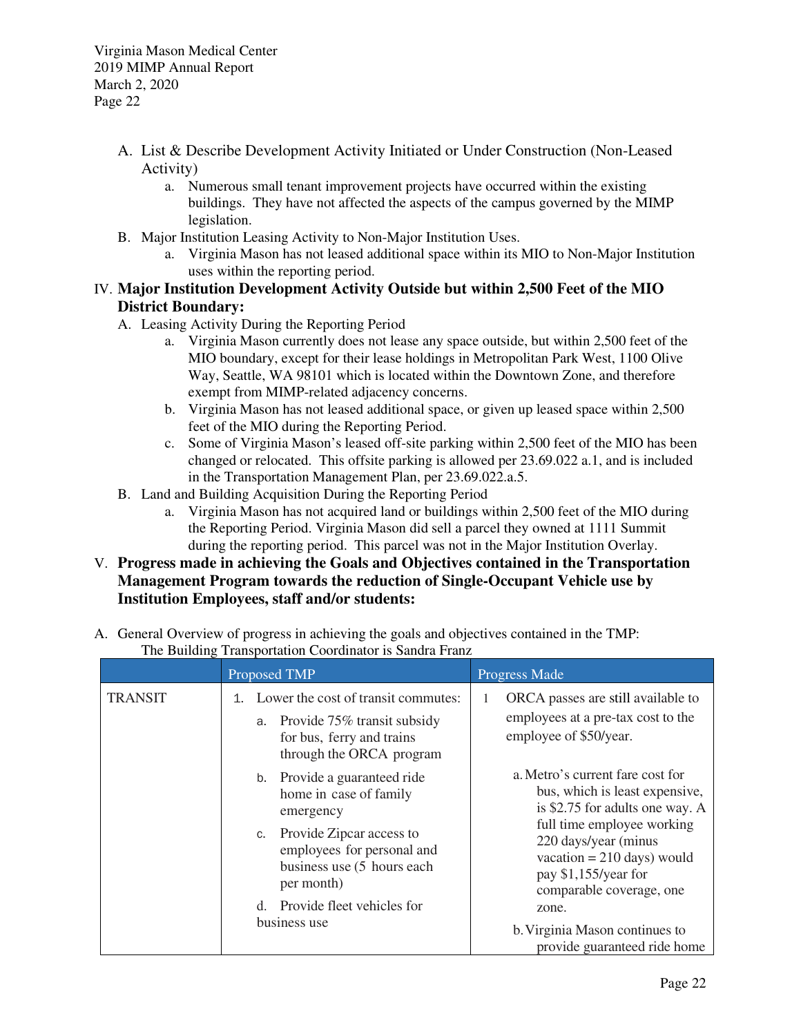A. List & Describe Development Activity Initiated or Under Construction (Non-Leased Activity)
   a. Numerous small tenant improvement projects have occurred within the existing buildings. They have not affected the aspects of the campus governed by the MIMP legislation.

B. Major Institution Leasing Activity to Non-Major Institution Uses.
   a. Virginia Mason has not leased additional space within its MIO to Non-Major Institution uses within the reporting period.

## IV. Major Institution Development Activity Outside but within 2,500 Feet of the MIO District Boundary:

A. Leasing Activity During the Reporting Period
   a. Virginia Mason currently does not lease any space outside, but within 2,500 feet of the MIO boundary, except for their lease holdings in Metropolitan Park West, 1100 Olive Way, Seattle, WA 98101 which is located within the Downtown Zone, and therefore exempt from MIMP-related adjacency concerns.
   b. Virginia Mason has not leased additional space, or given up leased space within 2,500 feet of the MIO during the Reporting Period.
   c. Some of Virginia Mason's leased off-site parking within 2,500 feet of the MIO has been changed or relocated. This offsite parking is allowed per 23.69.022 a.1, and is included in the Transportation Management Plan, per 23.69.022.a.5.

B. Land and Building Acquisition During the Reporting Period
   a. Virginia Mason has not acquired land or buildings within 2,500 feet of the MIO during the Reporting Period. Virginia Mason did sell a parcel they owned at 1111 Summit during the reporting period. This parcel was not in the Major Institution Overlay.

## V. Progress made in achieving the Goals and Objectives contained in the Transportation Management Program towards the reduction of Single-Occupant Vehicle use by Institution Employees, staff and/or students:

A. General Overview of progress in achieving the goals and objectives contained in the TMP:
   The Building Transportation Coordinator is Sandra Franz

| | Proposed TMP | Progress Made |
|---|---|---|
| TRANSIT | 1. Lower the cost of transit commutes:<br>a. Provide 75% transit subsidy for bus, ferry and trains through the ORCA program<br>b. Provide a guaranteed ride home in case of family emergency<br>c. Provide Zipcar access to employees for personal and business use (5 hours each per month)<br>d. Provide fleet vehicles for business use | 1 ORCA passes are still available to employees at a pre-tax cost to the employee of $50/year.<br>a. Metro's current fare cost for bus, which is least expensive, is $2.75 for adults one way. A full time employee working 220 days/year (minus vacation = 210 days) would pay $1,155/year for comparable coverage, one zone.<br>b. Virginia Mason continues to provide guaranteed ride home |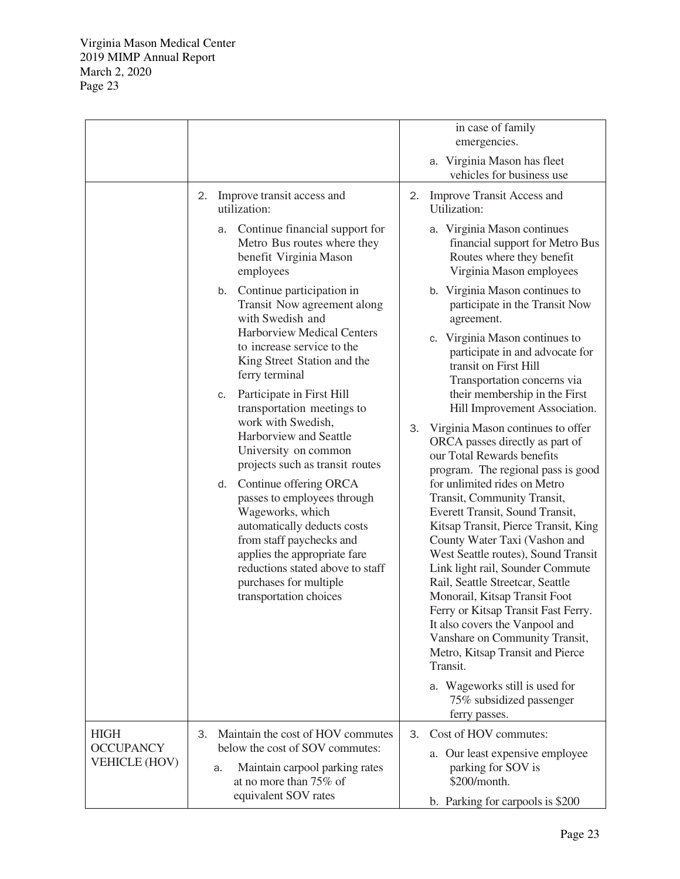| | | |
|---|---|---|
| | | in case of family emergencies.<br>a. Virginia Mason has fleet vehicles for business use |
| | 2. Improve transit access and utilization:<br>a. Continue financial support for Metro Bus routes where they benefit Virginia Mason employees<br>b. Continue participation in Transit Now agreement along with Swedish and Harborview Medical Centers to increase service to the King Street Station and the ferry terminal<br>c. Participate in First Hill transportation meetings to work with Swedish, Harborview and Seattle University on common projects such as transit routes<br>d. Continue offering ORCA passes to employees through Wageworks, which automatically deducts costs from staff paychecks and applies the appropriate fare reductions stated above to staff purchases for multiple transportation choices | 2. Improve Transit Access and Utilization:<br>a. Virginia Mason continues financial support for Metro Bus Routes where they benefit Virginia Mason employees<br>b. Virginia Mason continues to participate in the Transit Now agreement.<br>c. Virginia Mason continues to participate in and advocate for transit on First Hill Transportation concerns via their membership in the First Hill Improvement Association.<br>3. Virginia Mason continues to offer ORCA passes directly as part of our Total Rewards benefits program. The regional pass is good for unlimited rides on Metro Transit, Community Transit, Everett Transit, Sound Transit, Kitsap Transit, Pierce Transit, King County Water Taxi (Vashon and West Seattle routes), Sound Transit Link light rail, Sounder Commute Rail, Seattle Streetcar, Seattle Monorail, Kitsap Transit Foot Ferry or Kitsap Transit Fast Ferry. It also covers the Vanpool and Vanshare on Community Transit, Metro, Kitsap Transit and Pierce Transit.<br>a. Wageworks still is used for 75% subsidized passenger ferry passes. |
| HIGH OCCUPANCY VEHICLE (HOV) | 3. Maintain the cost of HOV commutes below the cost of SOV commutes:<br>a. Maintain carpool parking rates at no more than 75% of equivalent SOV rates | 3. Cost of HOV commutes:<br>a. Our least expensive employee parking for SOV is $200/month.<br>b. Parking for carpools is $200 |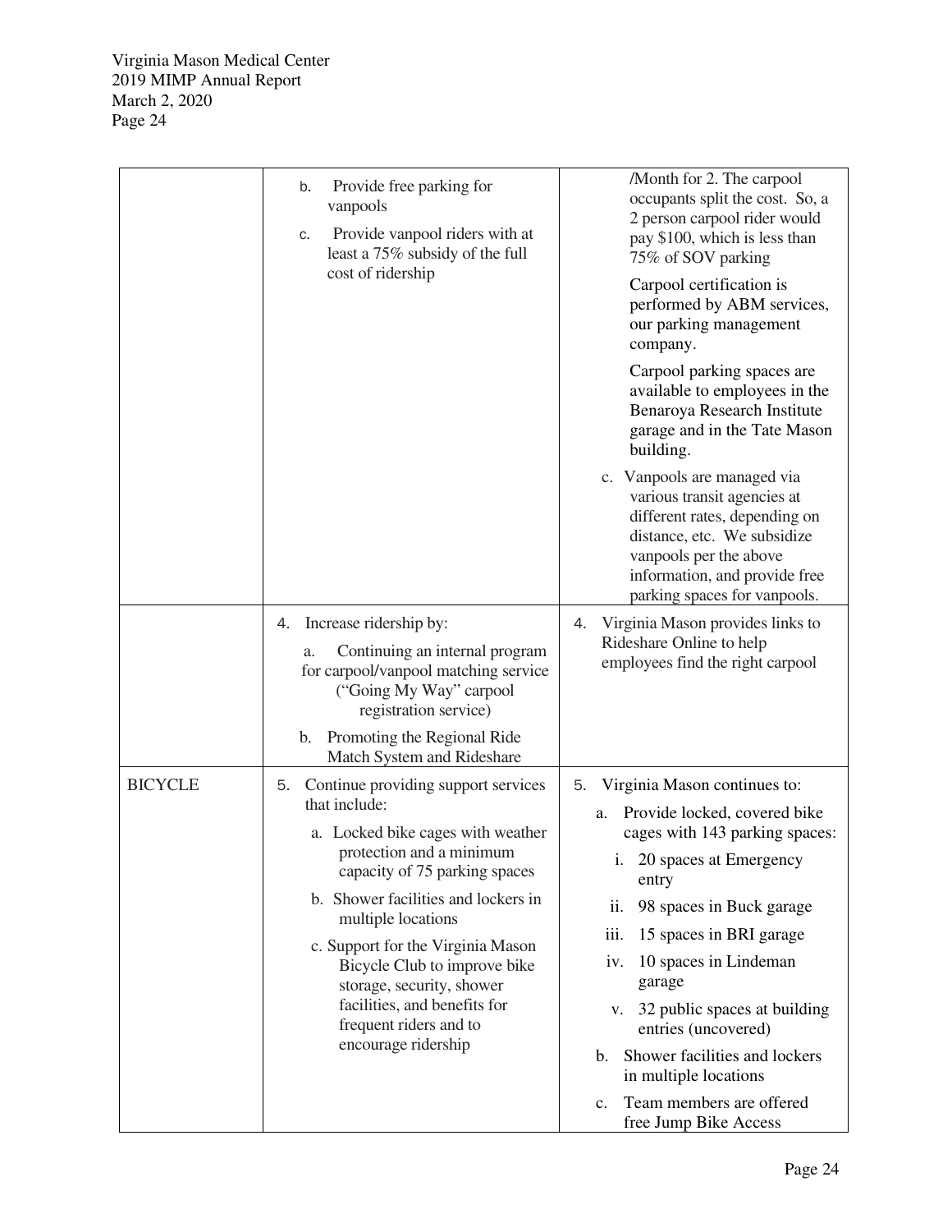| | | |
|---|---|---|
| | b. Provide free parking for vanpools<br>c. Provide vanpool riders with at least a 75% subsidy of the full cost of ridership | /Month for 2. The carpool occupants split the cost. So, a 2 person carpool rider would pay $100, which is less than 75% of SOV parking<br>Carpool certification is performed by ABM services, our parking management company.<br>Carpool parking spaces are available to employees in the Benaroya Research Institute garage and in the Tate Mason building.<br>c. Vanpools are managed via various transit agencies at different rates, depending on distance, etc. We subsidize vanpools per the above information, and provide free parking spaces for vanpools. |
| | 4. Increase ridership by:<br>a. Continuing an internal program for carpool/vanpool matching service ("Going My Way" carpool registration service)<br>b. Promoting the Regional Ride Match System and Rideshare | 4. Virginia Mason provides links to Rideshare Online to help employees find the right carpool |
| BICYCLE | 5. Continue providing support services that include:<br>a. Locked bike cages with weather protection and a minimum capacity of 75 parking spaces<br>b. Shower facilities and lockers in multiple locations<br>c. Support for the Virginia Mason Bicycle Club to improve bike storage, security, shower facilities, and benefits for frequent riders and to encourage ridership | 5. Virginia Mason continues to:<br>a. Provide locked, covered bike cages with 143 parking spaces:<br>i. 20 spaces at Emergency entry<br>ii. 98 spaces in Buck garage<br>iii. 15 spaces in BRI garage<br>iv. 10 spaces in Lindeman garage<br>v. 32 public spaces at building entries (uncovered)<br>b. Shower facilities and lockers in multiple locations<br>c. Team members are offered free Jump Bike Access |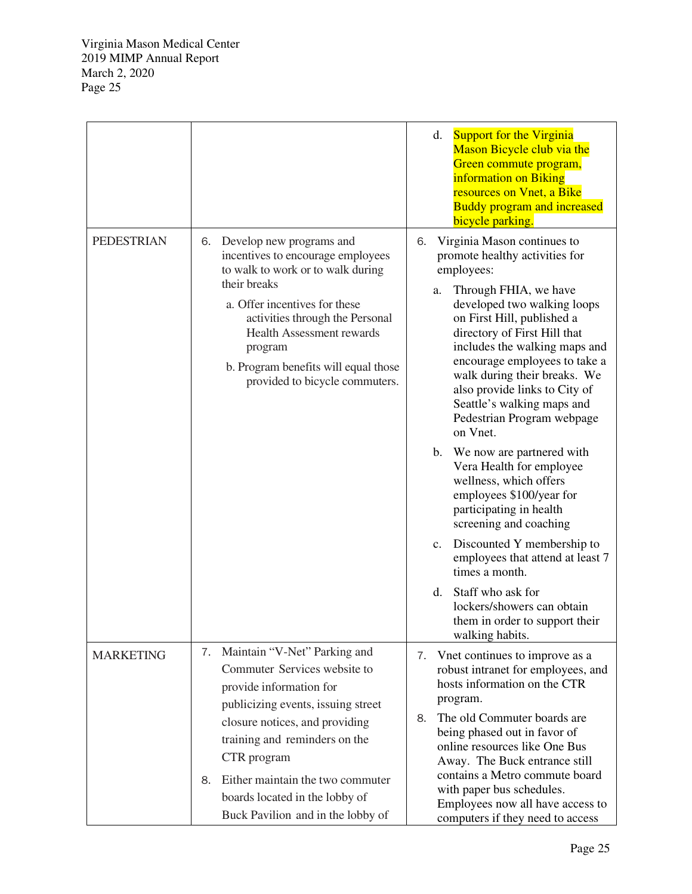| | | |
|---|---|---|
| | | d. Support for the Virginia Mason Bicycle club via the Green commute program, information on Biking resources on Vnet, a Bike Buddy program and increased bicycle parking. |
| PEDESTRIAN | 6. Develop new programs and incentives to encourage employees to walk to work or to walk during their breaks<br>a. Offer incentives for these activities through the Personal Health Assessment rewards program<br>b. Program benefits will equal those provided to bicycle commuters. | 6. Virginia Mason continues to promote healthy activities for employees:<br>a. Through FHIA, we have developed two walking loops on First Hill, published a directory of First Hill that includes the walking maps and encourage employees to take a walk during their breaks. We also provide links to City of Seattle's walking maps and Pedestrian Program webpage on Vnet.<br>b. We now are partnered with Vera Health for employee wellness, which offers employees $100/year for participating in health screening and coaching<br>c. Discounted Y membership to employees that attend at least 7 times a month.<br>d. Staff who ask for lockers/showers can obtain them in order to support their walking habits. |
| MARKETING | 7. Maintain "V-Net" Parking and Commuter Services website to provide information for publicizing events, issuing street closure notices, and providing training and reminders on the CTR program<br>8. Either maintain the two commuter boards located in the lobby of Buck Pavilion and in the lobby of | 7. Vnet continues to improve as a robust intranet for employees, and hosts information on the CTR program.<br>8. The old Commuter boards are being phased out in favor of online resources like One Bus Away. The Buck entrance still contains a Metro commute board with paper bus schedules. Employees now all have access to computers if they need to access |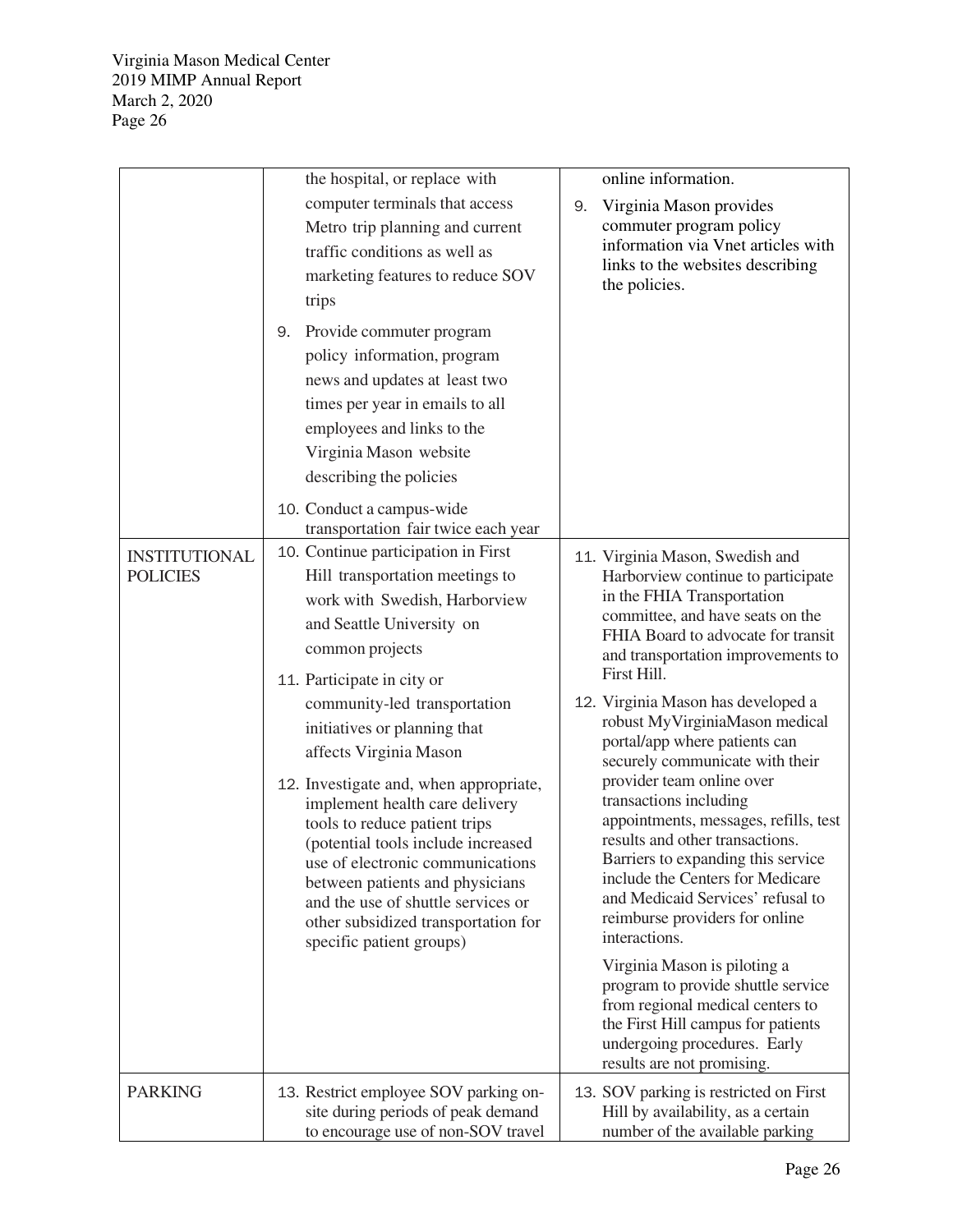| | | |
|---|---|---|
| | the hospital, or replace with computer terminals that access Metro trip planning and current traffic conditions as well as marketing features to reduce SOV trips<br><br>9. Provide commuter program policy information, program news and updates at least two times per year in emails to all employees and links to the Virginia Mason website describing the policies<br><br>10. Conduct a campus-wide transportation fair twice each year | online information.<br><br>9. Virginia Mason provides commuter program policy information via Vnet articles with links to the websites describing the policies. |
| INSTITUTIONAL POLICIES | 10. Continue participation in First Hill transportation meetings to work with Swedish, Harborview and Seattle University on common projects<br><br>11. Participate in city or community-led transportation initiatives or planning that affects Virginia Mason<br><br>12. Investigate and, when appropriate, implement health care delivery tools to reduce patient trips (potential tools include increased use of electronic communications between patients and physicians and the use of shuttle services or other subsidized transportation for specific patient groups) | 11. Virginia Mason, Swedish and Harborview continue to participate in the FHIA Transportation committee, and have seats on the FHIA Board to advocate for transit and transportation improvements to First Hill.<br><br>12. Virginia Mason has developed a robust MyVirginiaMason medical portal/app where patients can securely communicate with their provider team online over transactions including appointments, messages, refills, test results and other transactions. Barriers to expanding this service include the Centers for Medicare and Medicaid Services' refusal to reimburse providers for online interactions.<br><br>Virginia Mason is piloting a program to provide shuttle service from regional medical centers to the First Hill campus for patients undergoing procedures. Early results are not promising. |
| PARKING | 13. Restrict employee SOV parking on-site during periods of peak demand to encourage use of non-SOV travel | 13. SOV parking is restricted on First Hill by availability, as a certain number of the available parking |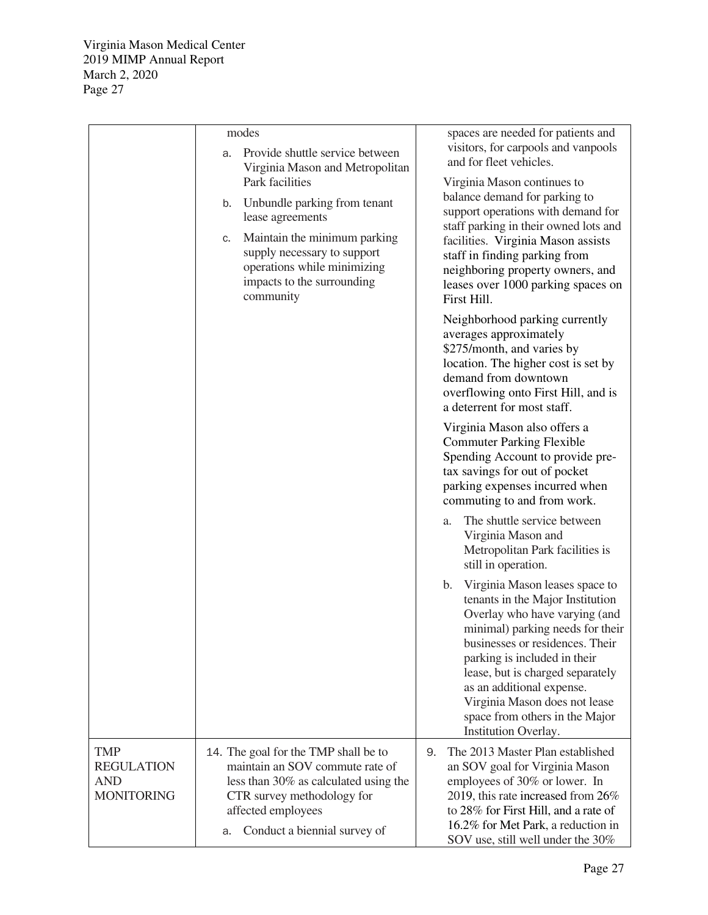| | | |
|---|---|---|
| | modes<br>a. Provide shuttle service between Virginia Mason and Metropolitan Park facilities<br>b. Unbundle parking from tenant lease agreements<br>c. Maintain the minimum parking supply necessary to support operations while minimizing impacts to the surrounding community | spaces are needed for patients and visitors, for carpools and vanpools and for fleet vehicles.<br><br>Virginia Mason continues to balance demand for parking to support operations with demand for staff parking in their owned lots and facilities. Virginia Mason assists staff in finding parking from neighboring property owners, and leases over 1000 parking spaces on First Hill.<br><br>Neighborhood parking currently averages approximately $275/month, and varies by location. The higher cost is set by demand from downtown overflowing onto First Hill, and is a deterrent for most staff.<br><br>Virginia Mason also offers a Commuter Parking Flexible Spending Account to provide pre-tax savings for out of pocket parking expenses incurred when commuting to and from work.<br><br>a. The shuttle service between Virginia Mason and Metropolitan Park facilities is still in operation.<br><br>b. Virginia Mason leases space to tenants in the Major Institution Overlay who have varying (and minimal) parking needs for their businesses or residences. Their parking is included in their lease, but is charged separately as an additional expense. Virginia Mason does not lease space from others in the Major Institution Overlay. |
| TMP REGULATION AND MONITORING | 14. The goal for the TMP shall be to maintain an SOV commute rate of less than 30% as calculated using the CTR survey methodology for affected employees<br>a. Conduct a biennial survey of | 9. The 2013 Master Plan established an SOV goal for Virginia Mason employees of 30% or lower. In 2019, this rate increased from 26% to 28% for First Hill, and a rate of 16.2% for Met Park, a reduction in SOV use, still well under the 30% |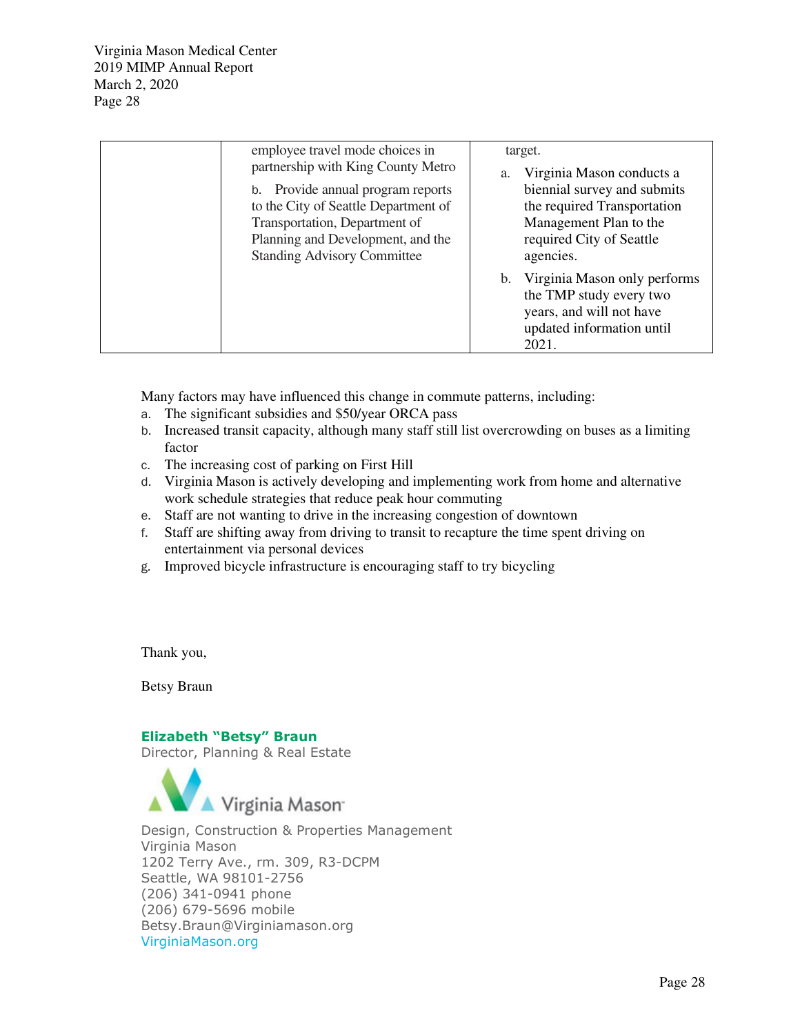| | employee travel mode choices in partnership with King County Metro<br><br>b. Provide annual program reports to the City of Seattle Department of Transportation, Department of Planning and Development, and the Standing Advisory Committee | target.<br><br>a. Virginia Mason conducts a biennial survey and submits the required Transportation Management Plan to the required City of Seattle agencies.<br><br>b. Virginia Mason only performs the TMP study every two years, and will not have updated information until 2021. |
|---|---|---|

Many factors may have influenced this change in commute patterns, including:

a. The significant subsidies and $50/year ORCA pass
b. Increased transit capacity, although many staff still list overcrowding on buses as a limiting factor
c. The increasing cost of parking on First Hill
d. Virginia Mason is actively developing and implementing work from home and alternative work schedule strategies that reduce peak hour commuting
e. Staff are not wanting to drive in the increasing congestion of downtown
f. Staff are shifting away from driving to transit to recapture the time spent driving on entertainment via personal devices
g. Improved bicycle infrastructure is encouraging staff to try bicycling

Thank you,

Betsy Braun

**Elizabeth "Betsy" Braun**
Director, Planning & Real Estate

Virginia Mason

Design, Construction & Properties Management
Virginia Mason
1202 Terry Ave., rm. 309, R3-DCPM
Seattle, WA 98101-2756
(206) 341-0941 phone
(206) 679-5696 mobile
Betsy.Braun@Virginiamason.org
VirginiaMason.org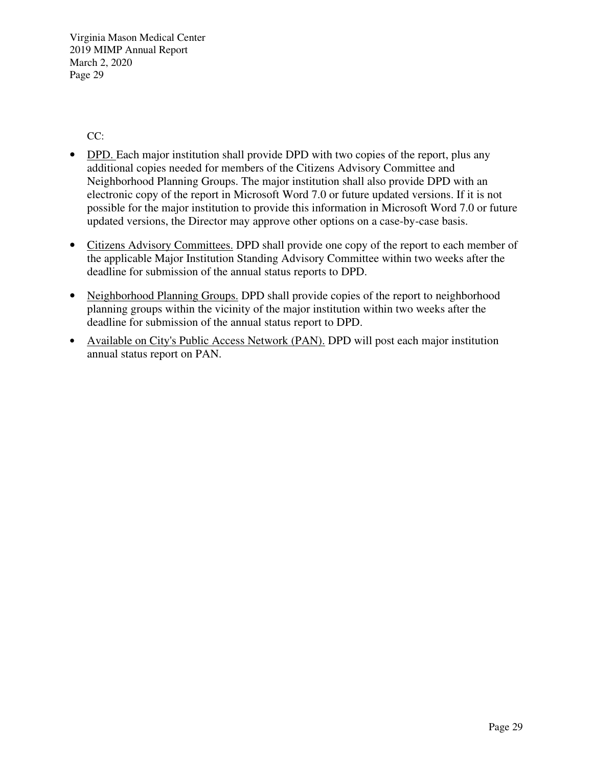CC:

- DPD. Each major institution shall provide DPD with two copies of the report, plus any additional copies needed for members of the Citizens Advisory Committee and Neighborhood Planning Groups. The major institution shall also provide DPD with an electronic copy of the report in Microsoft Word 7.0 or future updated versions. If it is not possible for the major institution to provide this information in Microsoft Word 7.0 or future updated versions, the Director may approve other options on a case-by-case basis.

- Citizens Advisory Committees. DPD shall provide one copy of the report to each member of the applicable Major Institution Standing Advisory Committee within two weeks after the deadline for submission of the annual status reports to DPD.

- Neighborhood Planning Groups. DPD shall provide copies of the report to neighborhood planning groups within the vicinity of the major institution within two weeks after the deadline for submission of the annual status report to DPD.

- Available on City's Public Access Network (PAN). DPD will post each major institution annual status report on PAN.